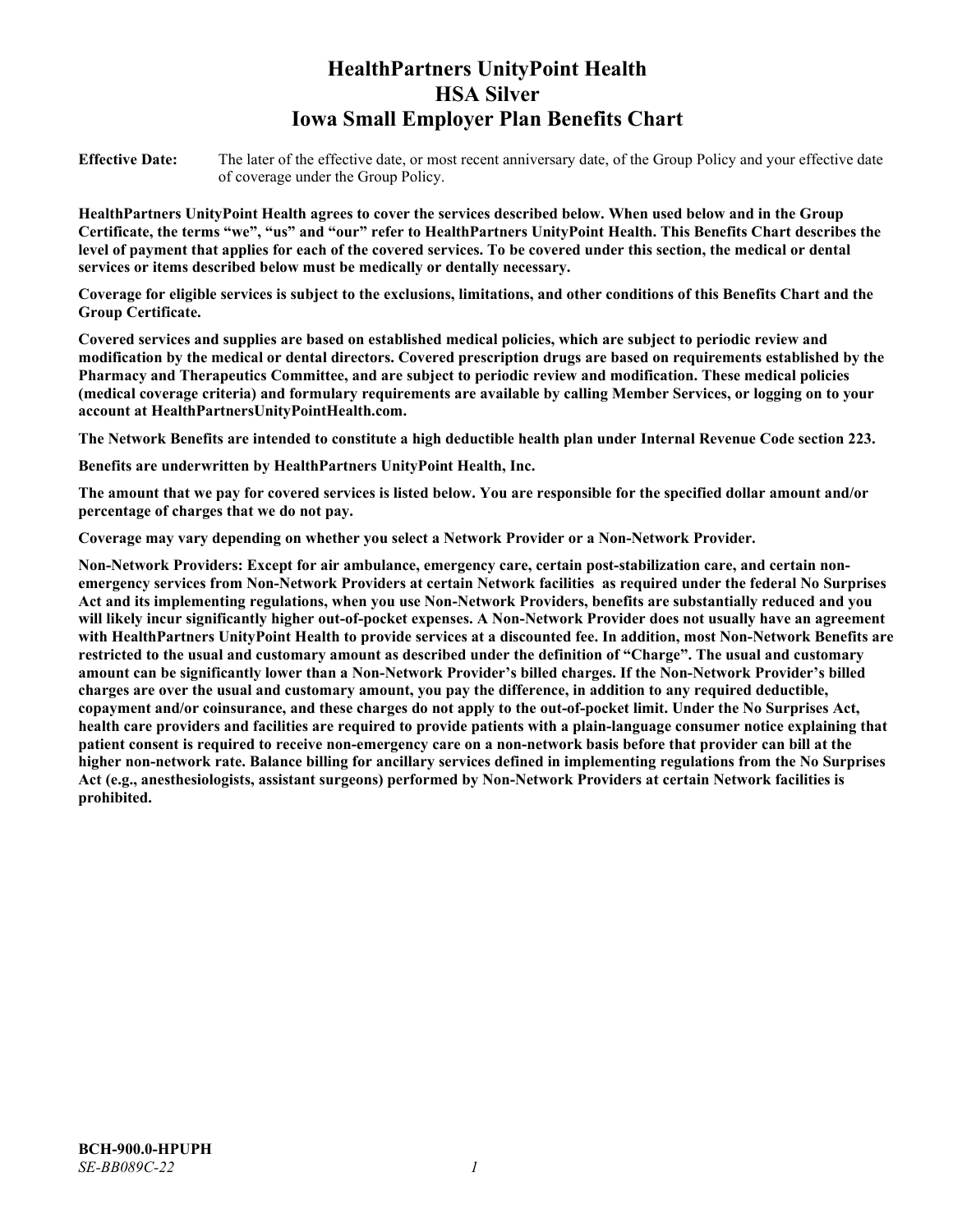# HealthPartners UnityPoint Health
# HSA Silver
# Iowa Small Employer Plan Benefits Chart

**Effective Date:** The later of the effective date, or most recent anniversary date, of the Group Policy and your effective date of coverage under the Group Policy.

**HealthPartners UnityPoint Health agrees to cover the services described below. When used below and in the Group Certificate, the terms "we", "us" and "our" refer to HealthPartners UnityPoint Health. This Benefits Chart describes the level of payment that applies for each of the covered services. To be covered under this section, the medical or dental services or items described below must be medically or dentally necessary.**

**Coverage for eligible services is subject to the exclusions, limitations, and other conditions of this Benefits Chart and the Group Certificate.**

**Covered services and supplies are based on established medical policies, which are subject to periodic review and modification by the medical or dental directors. Covered prescription drugs are based on requirements established by the Pharmacy and Therapeutics Committee, and are subject to periodic review and modification. These medical policies (medical coverage criteria) and formulary requirements are available by calling Member Services, or logging on to your account at HealthPartnersUnityPointHealth.com.**

**The Network Benefits are intended to constitute a high deductible health plan under Internal Revenue Code section 223.**

**Benefits are underwritten by HealthPartners UnityPoint Health, Inc.**

**The amount that we pay for covered services is listed below. You are responsible for the specified dollar amount and/or percentage of charges that we do not pay.**

**Coverage may vary depending on whether you select a Network Provider or a Non-Network Provider.**

**Non-Network Providers: Except for air ambulance, emergency care, certain post-stabilization care, and certain non-emergency services from Non-Network Providers at certain Network facilities as required under the federal No Surprises Act and its implementing regulations, when you use Non-Network Providers, benefits are substantially reduced and you will likely incur significantly higher out-of-pocket expenses. A Non-Network Provider does not usually have an agreement with HealthPartners UnityPoint Health to provide services at a discounted fee. In addition, most Non-Network Benefits are restricted to the usual and customary amount as described under the definition of "Charge". The usual and customary amount can be significantly lower than a Non-Network Provider's billed charges. If the Non-Network Provider's billed charges are over the usual and customary amount, you pay the difference, in addition to any required deductible, copayment and/or coinsurance, and these charges do not apply to the out-of-pocket limit. Under the No Surprises Act, health care providers and facilities are required to provide patients with a plain-language consumer notice explaining that patient consent is required to receive non-emergency care on a non-network basis before that provider can bill at the higher non-network rate. Balance billing for ancillary services defined in implementing regulations from the No Surprises Act (e.g., anesthesiologists, assistant surgeons) performed by Non-Network Providers at certain Network facilities is prohibited.**

**BCH-900.0-HPUPH**
*SE-BB089C-22*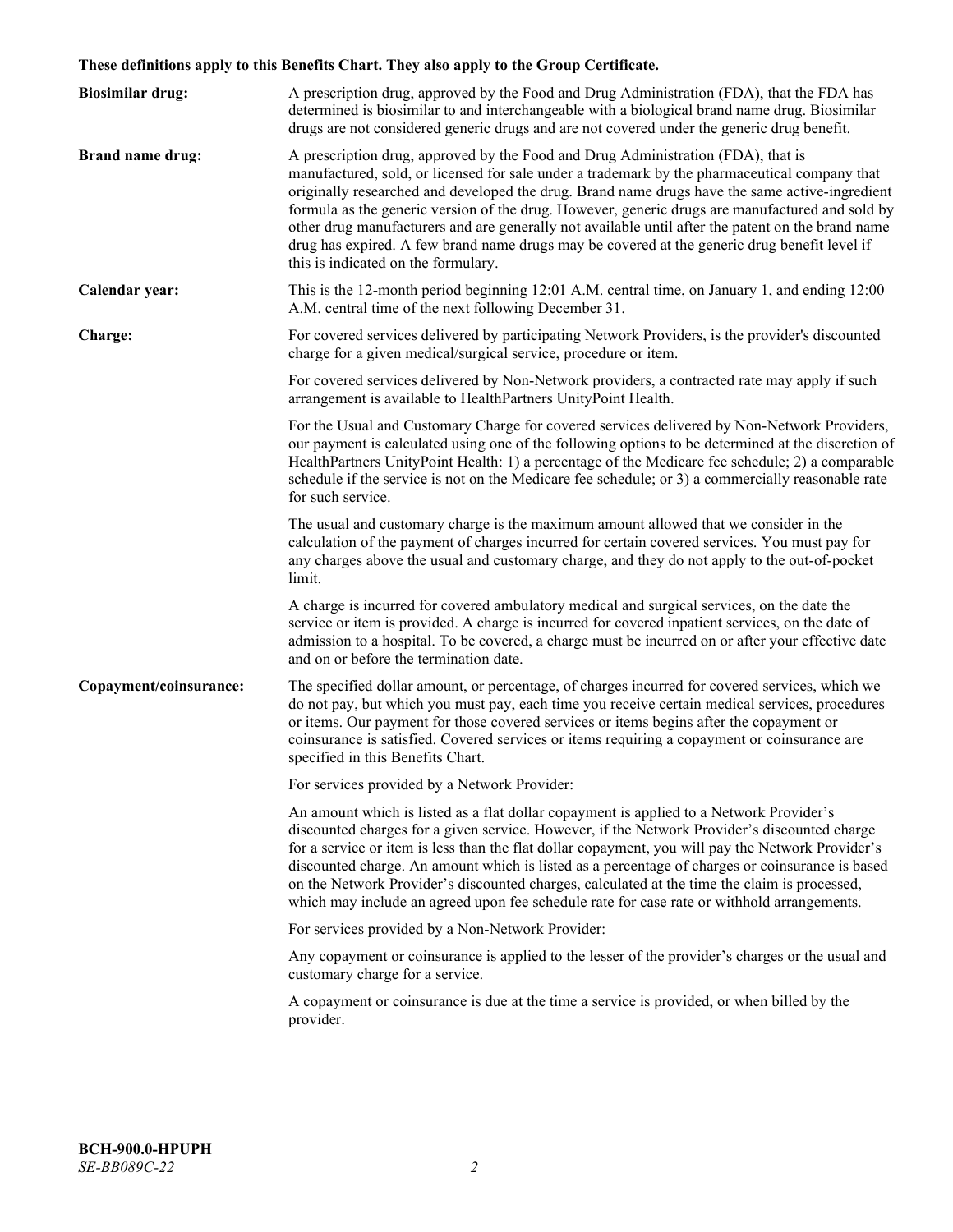**These definitions apply to this Benefits Chart. They also apply to the Group Certificate.**

**Biosimilar drug:** A prescription drug, approved by the Food and Drug Administration (FDA), that the FDA has determined is biosimilar to and interchangeable with a biological brand name drug. Biosimilar drugs are not considered generic drugs and are not covered under the generic drug benefit.

**Brand name drug:** A prescription drug, approved by the Food and Drug Administration (FDA), that is manufactured, sold, or licensed for sale under a trademark by the pharmaceutical company that originally researched and developed the drug. Brand name drugs have the same active-ingredient formula as the generic version of the drug. However, generic drugs are manufactured and sold by other drug manufacturers and are generally not available until after the patent on the brand name drug has expired. A few brand name drugs may be covered at the generic drug benefit level if this is indicated on the formulary.

**Calendar year:** This is the 12-month period beginning 12:01 A.M. central time, on January 1, and ending 12:00 A.M. central time of the next following December 31.

**Charge:** For covered services delivered by participating Network Providers, is the provider's discounted charge for a given medical/surgical service, procedure or item.

For covered services delivered by Non-Network providers, a contracted rate may apply if such arrangement is available to HealthPartners UnityPoint Health.

For the Usual and Customary Charge for covered services delivered by Non-Network Providers, our payment is calculated using one of the following options to be determined at the discretion of HealthPartners UnityPoint Health: 1) a percentage of the Medicare fee schedule; 2) a comparable schedule if the service is not on the Medicare fee schedule; or 3) a commercially reasonable rate for such service.

The usual and customary charge is the maximum amount allowed that we consider in the calculation of the payment of charges incurred for certain covered services. You must pay for any charges above the usual and customary charge, and they do not apply to the out-of-pocket limit.

A charge is incurred for covered ambulatory medical and surgical services, on the date the service or item is provided. A charge is incurred for covered inpatient services, on the date of admission to a hospital. To be covered, a charge must be incurred on or after your effective date and on or before the termination date.

**Copayment/coinsurance:** The specified dollar amount, or percentage, of charges incurred for covered services, which we do not pay, but which you must pay, each time you receive certain medical services, procedures or items. Our payment for those covered services or items begins after the copayment or coinsurance is satisfied. Covered services or items requiring a copayment or coinsurance are specified in this Benefits Chart.

For services provided by a Network Provider:

An amount which is listed as a flat dollar copayment is applied to a Network Provider's discounted charges for a given service. However, if the Network Provider's discounted charge for a service or item is less than the flat dollar copayment, you will pay the Network Provider's discounted charge. An amount which is listed as a percentage of charges or coinsurance is based on the Network Provider's discounted charges, calculated at the time the claim is processed, which may include an agreed upon fee schedule rate for case rate or withhold arrangements.

For services provided by a Non-Network Provider:

Any copayment or coinsurance is applied to the lesser of the provider's charges or the usual and customary charge for a service.

A copayment or coinsurance is due at the time a service is provided, or when billed by the provider.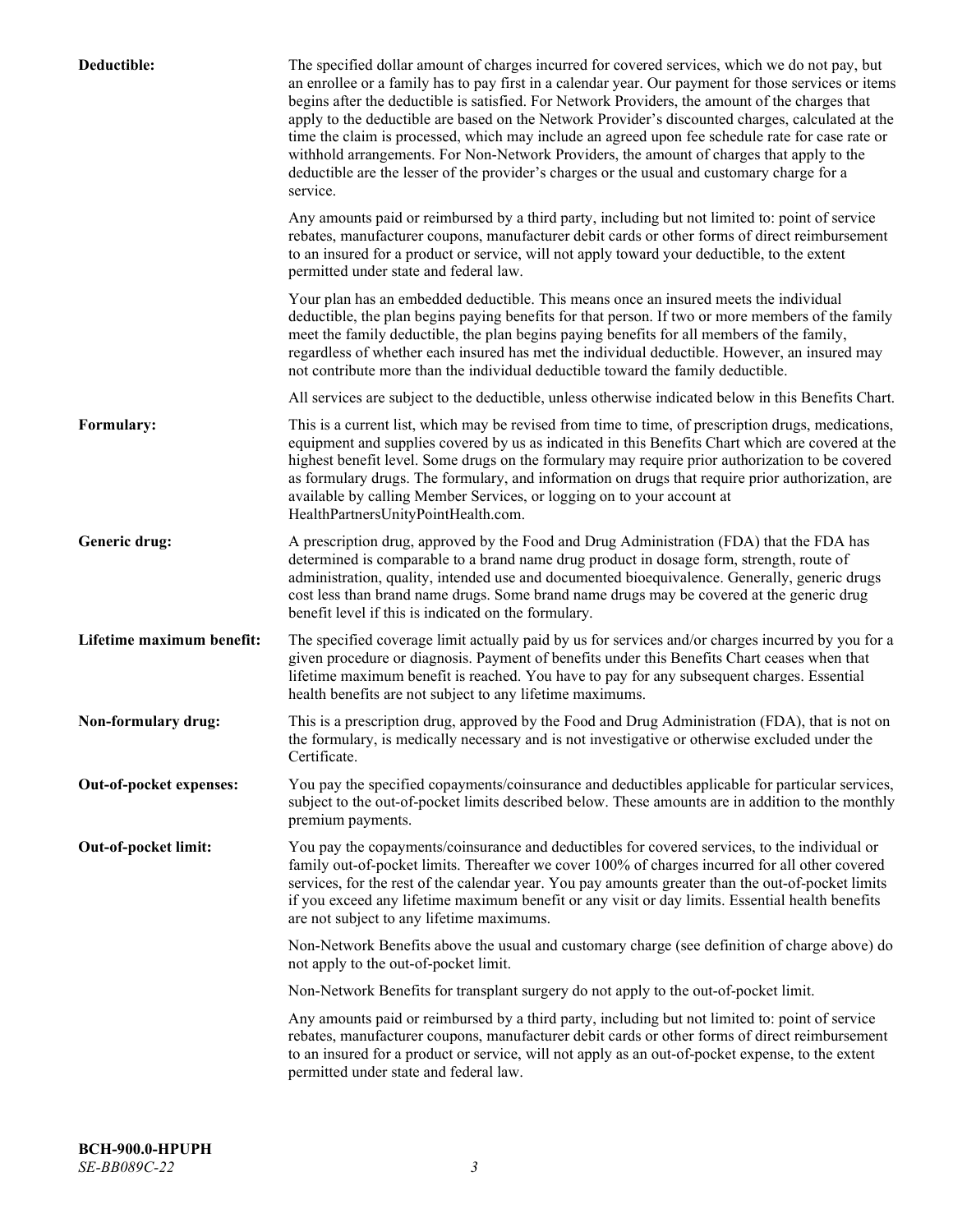| | |
|---|---|
| **Deductible:** | The specified dollar amount of charges incurred for covered services, which we do not pay, but an enrollee or a family has to pay first in a calendar year. Our payment for those services or items begins after the deductible is satisfied. For Network Providers, the amount of the charges that apply to the deductible are based on the Network Provider's discounted charges, calculated at the time the claim is processed, which may include an agreed upon fee schedule rate for case rate or withhold arrangements. For Non-Network Providers, the amount of charges that apply to the deductible are the lesser of the provider's charges or the usual and customary charge for a service.<br><br>Any amounts paid or reimbursed by a third party, including but not limited to: point of service rebates, manufacturer coupons, manufacturer debit cards or other forms of direct reimbursement to an insured for a product or service, will not apply toward your deductible, to the extent permitted under state and federal law.<br><br>Your plan has an embedded deductible. This means once an insured meets the individual deductible, the plan begins paying benefits for that person. If two or more members of the family meet the family deductible, the plan begins paying benefits for all members of the family, regardless of whether each insured has met the individual deductible. However, an insured may not contribute more than the individual deductible toward the family deductible.<br><br>All services are subject to the deductible, unless otherwise indicated below in this Benefits Chart. |
| **Formulary:** | This is a current list, which may be revised from time to time, of prescription drugs, medications, equipment and supplies covered by us as indicated in this Benefits Chart which are covered at the highest benefit level. Some drugs on the formulary may require prior authorization to be covered as formulary drugs. The formulary, and information on drugs that require prior authorization, are available by calling Member Services, or logging on to your account at HealthPartnersUnityPointHealth.com. |
| **Generic drug:** | A prescription drug, approved by the Food and Drug Administration (FDA) that the FDA has determined is comparable to a brand name drug product in dosage form, strength, route of administration, quality, intended use and documented bioequivalence. Generally, generic drugs cost less than brand name drugs. Some brand name drugs may be covered at the generic drug benefit level if this is indicated on the formulary. |
| **Lifetime maximum benefit:** | The specified coverage limit actually paid by us for services and/or charges incurred by you for a given procedure or diagnosis. Payment of benefits under this Benefits Chart ceases when that lifetime maximum benefit is reached. You have to pay for any subsequent charges. Essential health benefits are not subject to any lifetime maximums. |
| **Non-formulary drug:** | This is a prescription drug, approved by the Food and Drug Administration (FDA), that is not on the formulary, is medically necessary and is not investigative or otherwise excluded under the Certificate. |
| **Out-of-pocket expenses:** | You pay the specified copayments/coinsurance and deductibles applicable for particular services, subject to the out-of-pocket limits described below. These amounts are in addition to the monthly premium payments. |
| **Out-of-pocket limit:** | You pay the copayments/coinsurance and deductibles for covered services, to the individual or family out-of-pocket limits. Thereafter we cover 100% of charges incurred for all other covered services, for the rest of the calendar year. You pay amounts greater than the out-of-pocket limits if you exceed any lifetime maximum benefit or any visit or day limits. Essential health benefits are not subject to any lifetime maximums.<br><br>Non-Network Benefits above the usual and customary charge (see definition of charge above) do not apply to the out-of-pocket limit.<br><br>Non-Network Benefits for transplant surgery do not apply to the out-of-pocket limit.<br><br>Any amounts paid or reimbursed by a third party, including but not limited to: point of service rebates, manufacturer coupons, manufacturer debit cards or other forms of direct reimbursement to an insured for a product or service, will not apply as an out-of-pocket expense, to the extent permitted under state and federal law. |

**BCH-900.0-HPUPH**
*SE-BB089C-22*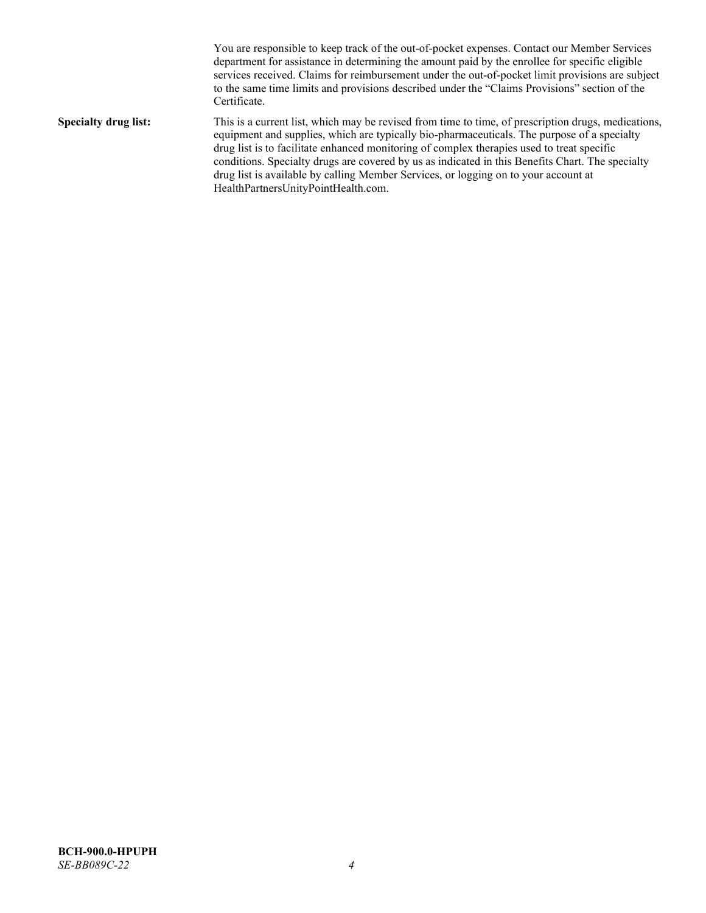You are responsible to keep track of the out-of-pocket expenses. Contact our Member Services department for assistance in determining the amount paid by the enrollee for specific eligible services received. Claims for reimbursement under the out-of-pocket limit provisions are subject to the same time limits and provisions described under the "Claims Provisions" section of the Certificate.

**Specialty drug list:** This is a current list, which may be revised from time to time, of prescription drugs, medications, equipment and supplies, which are typically bio-pharmaceuticals. The purpose of a specialty drug list is to facilitate enhanced monitoring of complex therapies used to treat specific conditions. Specialty drugs are covered by us as indicated in this Benefits Chart. The specialty drug list is available by calling Member Services, or logging on to your account at HealthPartnersUnityPointHealth.com.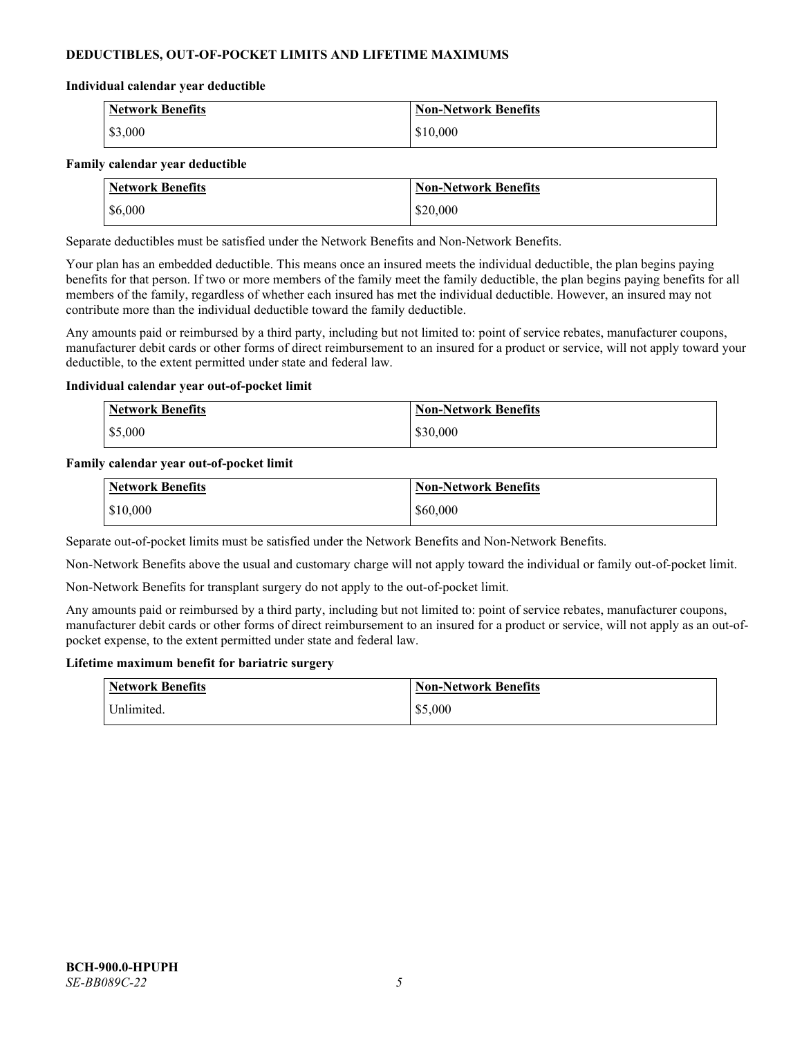## DEDUCTIBLES, OUT-OF-POCKET LIMITS AND LIFETIME MAXIMUMS

**Individual calendar year deductible**

| Network Benefits | Non-Network Benefits |
| --- | --- |
| $3,000 | $10,000 |

**Family calendar year deductible**

| Network Benefits | Non-Network Benefits |
| --- | --- |
| $6,000 | $20,000 |

Separate deductibles must be satisfied under the Network Benefits and Non-Network Benefits.

Your plan has an embedded deductible. This means once an insured meets the individual deductible, the plan begins paying benefits for that person. If two or more members of the family meet the family deductible, the plan begins paying benefits for all members of the family, regardless of whether each insured has met the individual deductible. However, an insured may not contribute more than the individual deductible toward the family deductible.

Any amounts paid or reimbursed by a third party, including but not limited to: point of service rebates, manufacturer coupons, manufacturer debit cards or other forms of direct reimbursement to an insured for a product or service, will not apply toward your deductible, to the extent permitted under state and federal law.

**Individual calendar year out-of-pocket limit**

| Network Benefits | Non-Network Benefits |
| --- | --- |
| $5,000 | $30,000 |

**Family calendar year out-of-pocket limit**

| Network Benefits | Non-Network Benefits |
| --- | --- |
| $10,000 | $60,000 |

Separate out-of-pocket limits must be satisfied under the Network Benefits and Non-Network Benefits.

Non-Network Benefits above the usual and customary charge will not apply toward the individual or family out-of-pocket limit.

Non-Network Benefits for transplant surgery do not apply to the out-of-pocket limit.

Any amounts paid or reimbursed by a third party, including but not limited to: point of service rebates, manufacturer coupons, manufacturer debit cards or other forms of direct reimbursement to an insured for a product or service, will not apply as an out-of-pocket expense, to the extent permitted under state and federal law.

**Lifetime maximum benefit for bariatric surgery**

| Network Benefits | Non-Network Benefits |
| --- | --- |
| Unlimited. | $5,000 |

**BCH-900.0-HPUPH**
*SE-BB089C-22*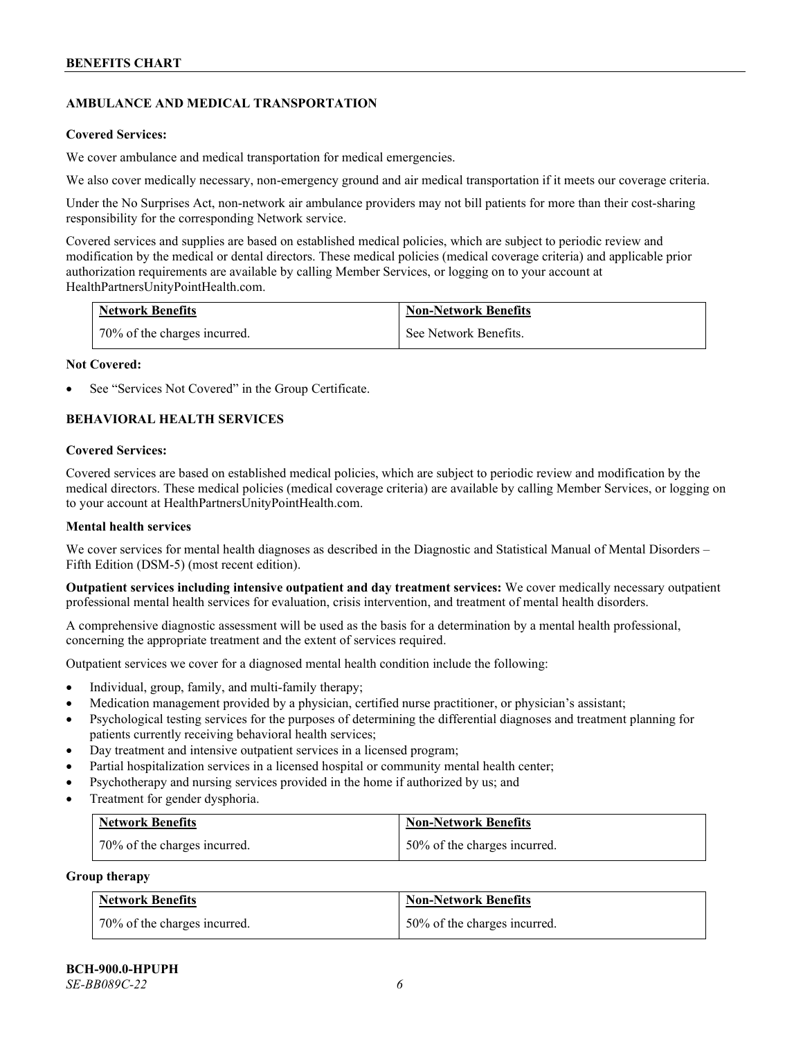## AMBULANCE AND MEDICAL TRANSPORTATION

**Covered Services:**

We cover ambulance and medical transportation for medical emergencies.

We also cover medically necessary, non-emergency ground and air medical transportation if it meets our coverage criteria.

Under the No Surprises Act, non-network air ambulance providers may not bill patients for more than their cost-sharing responsibility for the corresponding Network service.

Covered services and supplies are based on established medical policies, which are subject to periodic review and modification by the medical or dental directors. These medical policies (medical coverage criteria) and applicable prior authorization requirements are available by calling Member Services, or logging on to your account at HealthPartnersUnityPointHealth.com.

| Network Benefits | Non-Network Benefits |
| --- | --- |
| 70% of the charges incurred. | See Network Benefits. |

**Not Covered:**

- See "Services Not Covered" in the Group Certificate.

## BEHAVIORAL HEALTH SERVICES

**Covered Services:**

Covered services are based on established medical policies, which are subject to periodic review and modification by the medical directors. These medical policies (medical coverage criteria) are available by calling Member Services, or logging on to your account at HealthPartnersUnityPointHealth.com.

**Mental health services**

We cover services for mental health diagnoses as described in the Diagnostic and Statistical Manual of Mental Disorders – Fifth Edition (DSM-5) (most recent edition).

**Outpatient services including intensive outpatient and day treatment services:** We cover medically necessary outpatient professional mental health services for evaluation, crisis intervention, and treatment of mental health disorders.

A comprehensive diagnostic assessment will be used as the basis for a determination by a mental health professional, concerning the appropriate treatment and the extent of services required.

Outpatient services we cover for a diagnosed mental health condition include the following:

- Individual, group, family, and multi-family therapy;
- Medication management provided by a physician, certified nurse practitioner, or physician's assistant;
- Psychological testing services for the purposes of determining the differential diagnoses and treatment planning for patients currently receiving behavioral health services;
- Day treatment and intensive outpatient services in a licensed program;
- Partial hospitalization services in a licensed hospital or community mental health center;
- Psychotherapy and nursing services provided in the home if authorized by us; and
- Treatment for gender dysphoria.

| Network Benefits | Non-Network Benefits |
| --- | --- |
| 70% of the charges incurred. | 50% of the charges incurred. |

**Group therapy**

| Network Benefits | Non-Network Benefits |
| --- | --- |
| 70% of the charges incurred. | 50% of the charges incurred. |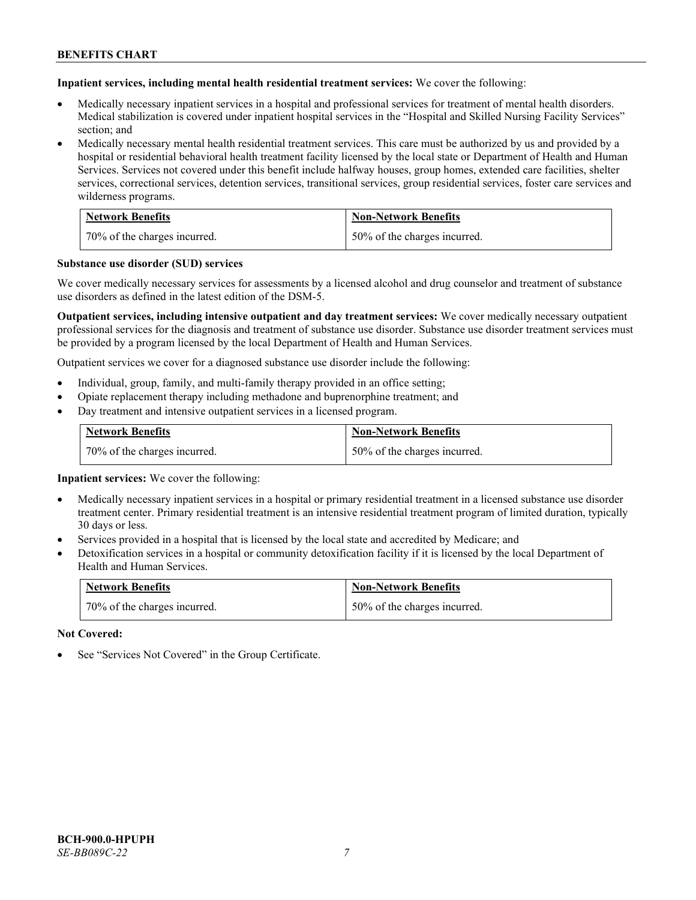**Inpatient services, including mental health residential treatment services:** We cover the following:

- Medically necessary inpatient services in a hospital and professional services for treatment of mental health disorders. Medical stabilization is covered under inpatient hospital services in the "Hospital and Skilled Nursing Facility Services" section; and
- Medically necessary mental health residential treatment services. This care must be authorized by us and provided by a hospital or residential behavioral health treatment facility licensed by the local state or Department of Health and Human Services. Services not covered under this benefit include halfway houses, group homes, extended care facilities, shelter services, correctional services, detention services, transitional services, group residential services, foster care services and wilderness programs.

| Network Benefits | Non-Network Benefits |
|---|---|
| 70% of the charges incurred. | 50% of the charges incurred. |

**Substance use disorder (SUD) services**

We cover medically necessary services for assessments by a licensed alcohol and drug counselor and treatment of substance use disorders as defined in the latest edition of the DSM-5.

**Outpatient services, including intensive outpatient and day treatment services:** We cover medically necessary outpatient professional services for the diagnosis and treatment of substance use disorder. Substance use disorder treatment services must be provided by a program licensed by the local Department of Health and Human Services.

Outpatient services we cover for a diagnosed substance use disorder include the following:

- Individual, group, family, and multi-family therapy provided in an office setting;
- Opiate replacement therapy including methadone and buprenorphine treatment; and
- Day treatment and intensive outpatient services in a licensed program.

| Network Benefits | Non-Network Benefits |
|---|---|
| 70% of the charges incurred. | 50% of the charges incurred. |

**Inpatient services:** We cover the following:

- Medically necessary inpatient services in a hospital or primary residential treatment in a licensed substance use disorder treatment center. Primary residential treatment is an intensive residential treatment program of limited duration, typically 30 days or less.
- Services provided in a hospital that is licensed by the local state and accredited by Medicare; and
- Detoxification services in a hospital or community detoxification facility if it is licensed by the local Department of Health and Human Services.

| Network Benefits | Non-Network Benefits |
|---|---|
| 70% of the charges incurred. | 50% of the charges incurred. |

**Not Covered:**

- See "Services Not Covered" in the Group Certificate.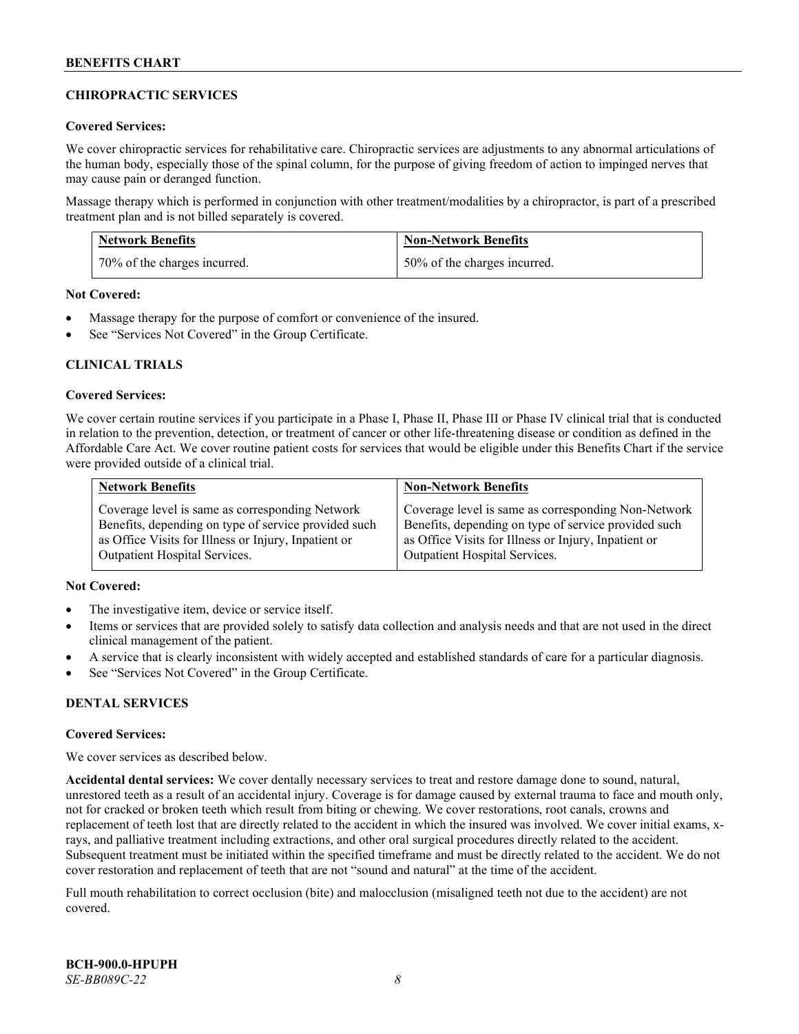## CHIROPRACTIC SERVICES

**Covered Services:**

We cover chiropractic services for rehabilitative care. Chiropractic services are adjustments to any abnormal articulations of the human body, especially those of the spinal column, for the purpose of giving freedom of action to impinged nerves that may cause pain or deranged function.

Massage therapy which is performed in conjunction with other treatment/modalities by a chiropractor, is part of a prescribed treatment plan and is not billed separately is covered.

| Network Benefits | Non-Network Benefits |
| --- | --- |
| 70% of the charges incurred. | 50% of the charges incurred. |

**Not Covered:**

- Massage therapy for the purpose of comfort or convenience of the insured.
- See "Services Not Covered" in the Group Certificate.

## CLINICAL TRIALS

**Covered Services:**

We cover certain routine services if you participate in a Phase I, Phase II, Phase III or Phase IV clinical trial that is conducted in relation to the prevention, detection, or treatment of cancer or other life-threatening disease or condition as defined in the Affordable Care Act. We cover routine patient costs for services that would be eligible under this Benefits Chart if the service were provided outside of a clinical trial.

| Network Benefits | Non-Network Benefits |
| --- | --- |
| Coverage level is same as corresponding Network Benefits, depending on type of service provided such as Office Visits for Illness or Injury, Inpatient or Outpatient Hospital Services. | Coverage level is same as corresponding Non-Network Benefits, depending on type of service provided such as Office Visits for Illness or Injury, Inpatient or Outpatient Hospital Services. |

**Not Covered:**

- The investigative item, device or service itself.
- Items or services that are provided solely to satisfy data collection and analysis needs and that are not used in the direct clinical management of the patient.
- A service that is clearly inconsistent with widely accepted and established standards of care for a particular diagnosis.
- See "Services Not Covered" in the Group Certificate.

## DENTAL SERVICES

**Covered Services:**

We cover services as described below.

**Accidental dental services:** We cover dentally necessary services to treat and restore damage done to sound, natural, unrestored teeth as a result of an accidental injury. Coverage is for damage caused by external trauma to face and mouth only, not for cracked or broken teeth which result from biting or chewing. We cover restorations, root canals, crowns and replacement of teeth lost that are directly related to the accident in which the insured was involved. We cover initial exams, x-rays, and palliative treatment including extractions, and other oral surgical procedures directly related to the accident. Subsequent treatment must be initiated within the specified timeframe and must be directly related to the accident. We do not cover restoration and replacement of teeth that are not "sound and natural" at the time of the accident.

Full mouth rehabilitation to correct occlusion (bite) and malocclusion (misaligned teeth not due to the accident) are not covered.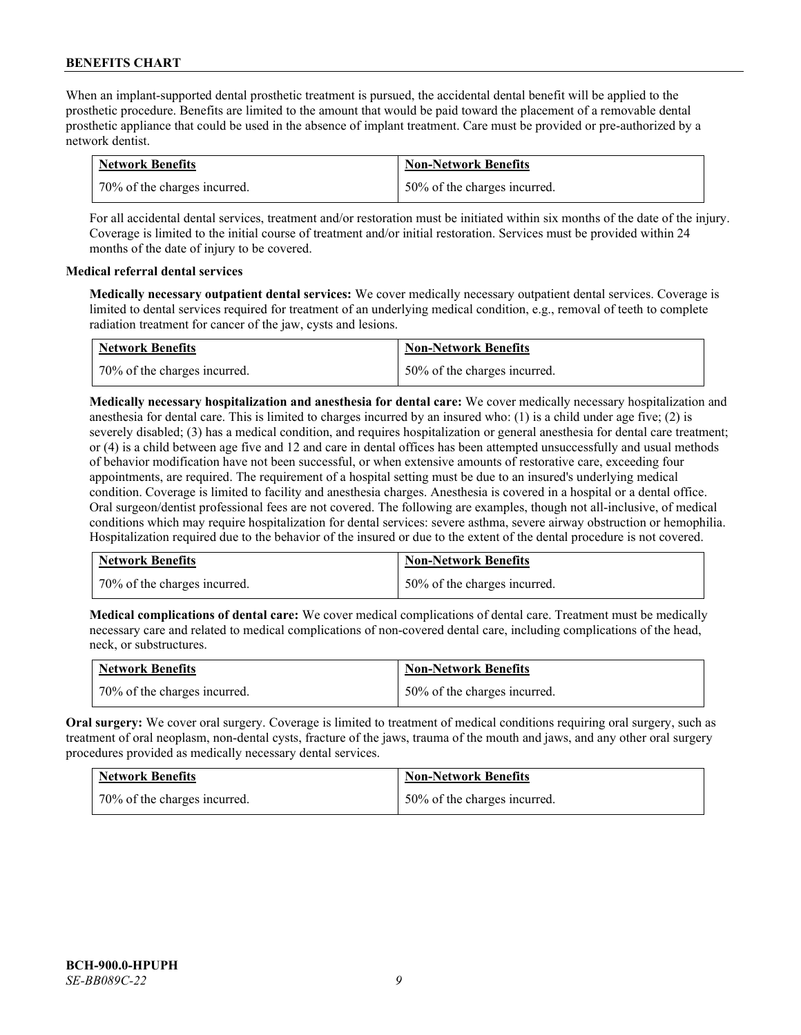When an implant-supported dental prosthetic treatment is pursued, the accidental dental benefit will be applied to the prosthetic procedure. Benefits are limited to the amount that would be paid toward the placement of a removable dental prosthetic appliance that could be used in the absence of implant treatment. Care must be provided or pre-authorized by a network dentist.

| Network Benefits | Non-Network Benefits |
|---|---|
| 70% of the charges incurred. | 50% of the charges incurred. |

For all accidental dental services, treatment and/or restoration must be initiated within six months of the date of the injury. Coverage is limited to the initial course of treatment and/or initial restoration. Services must be provided within 24 months of the date of injury to be covered.

**Medical referral dental services**

**Medically necessary outpatient dental services:** We cover medically necessary outpatient dental services. Coverage is limited to dental services required for treatment of an underlying medical condition, e.g., removal of teeth to complete radiation treatment for cancer of the jaw, cysts and lesions.

| Network Benefits | Non-Network Benefits |
|---|---|
| 70% of the charges incurred. | 50% of the charges incurred. |

**Medically necessary hospitalization and anesthesia for dental care:** We cover medically necessary hospitalization and anesthesia for dental care. This is limited to charges incurred by an insured who: (1) is a child under age five; (2) is severely disabled; (3) has a medical condition, and requires hospitalization or general anesthesia for dental care treatment; or (4) is a child between age five and 12 and care in dental offices has been attempted unsuccessfully and usual methods of behavior modification have not been successful, or when extensive amounts of restorative care, exceeding four appointments, are required. The requirement of a hospital setting must be due to an insured's underlying medical condition. Coverage is limited to facility and anesthesia charges. Anesthesia is covered in a hospital or a dental office. Oral surgeon/dentist professional fees are not covered. The following are examples, though not all-inclusive, of medical conditions which may require hospitalization for dental services: severe asthma, severe airway obstruction or hemophilia. Hospitalization required due to the behavior of the insured or due to the extent of the dental procedure is not covered.

| Network Benefits | Non-Network Benefits |
|---|---|
| 70% of the charges incurred. | 50% of the charges incurred. |

**Medical complications of dental care:** We cover medical complications of dental care. Treatment must be medically necessary care and related to medical complications of non-covered dental care, including complications of the head, neck, or substructures.

| Network Benefits | Non-Network Benefits |
|---|---|
| 70% of the charges incurred. | 50% of the charges incurred. |

**Oral surgery:** We cover oral surgery. Coverage is limited to treatment of medical conditions requiring oral surgery, such as treatment of oral neoplasm, non-dental cysts, fracture of the jaws, trauma of the mouth and jaws, and any other oral surgery procedures provided as medically necessary dental services.

| Network Benefits | Non-Network Benefits |
|---|---|
| 70% of the charges incurred. | 50% of the charges incurred. |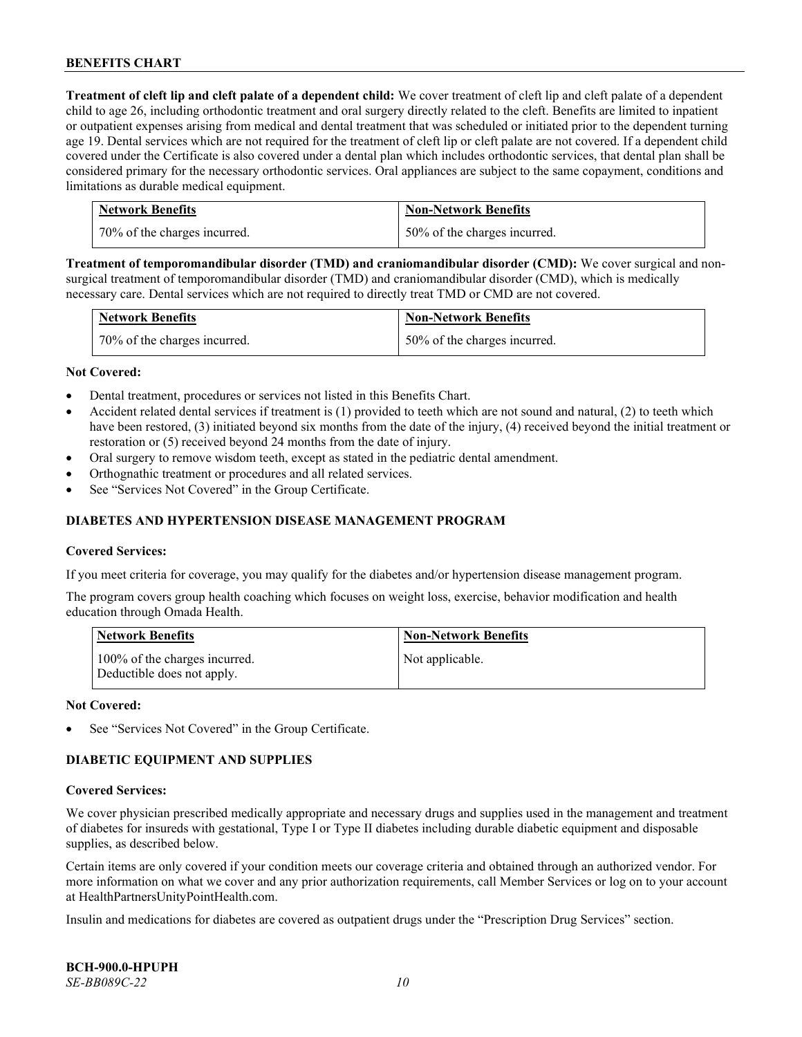**Treatment of cleft lip and cleft palate of a dependent child:** We cover treatment of cleft lip and cleft palate of a dependent child to age 26, including orthodontic treatment and oral surgery directly related to the cleft. Benefits are limited to inpatient or outpatient expenses arising from medical and dental treatment that was scheduled or initiated prior to the dependent turning age 19. Dental services which are not required for the treatment of cleft lip or cleft palate are not covered. If a dependent child covered under the Certificate is also covered under a dental plan which includes orthodontic services, that dental plan shall be considered primary for the necessary orthodontic services. Oral appliances are subject to the same copayment, conditions and limitations as durable medical equipment.

| Network Benefits | Non-Network Benefits |
| --- | --- |
| 70% of the charges incurred. | 50% of the charges incurred. |

**Treatment of temporomandibular disorder (TMD) and craniomandibular disorder (CMD):** We cover surgical and non-surgical treatment of temporomandibular disorder (TMD) and craniomandibular disorder (CMD), which is medically necessary care. Dental services which are not required to directly treat TMD or CMD are not covered.

| Network Benefits | Non-Network Benefits |
| --- | --- |
| 70% of the charges incurred. | 50% of the charges incurred. |

**Not Covered:**

- Dental treatment, procedures or services not listed in this Benefits Chart.
- Accident related dental services if treatment is (1) provided to teeth which are not sound and natural, (2) to teeth which have been restored, (3) initiated beyond six months from the date of the injury, (4) received beyond the initial treatment or restoration or (5) received beyond 24 months from the date of injury.
- Oral surgery to remove wisdom teeth, except as stated in the pediatric dental amendment.
- Orthognathic treatment or procedures and all related services.
- See "Services Not Covered" in the Group Certificate.

## DIABETES AND HYPERTENSION DISEASE MANAGEMENT PROGRAM

**Covered Services:**

If you meet criteria for coverage, you may qualify for the diabetes and/or hypertension disease management program.

The program covers group health coaching which focuses on weight loss, exercise, behavior modification and health education through Omada Health.

| Network Benefits | Non-Network Benefits |
| --- | --- |
| 100% of the charges incurred. Deductible does not apply. | Not applicable. |

**Not Covered:**

- See "Services Not Covered" in the Group Certificate.

## DIABETIC EQUIPMENT AND SUPPLIES

**Covered Services:**

We cover physician prescribed medically appropriate and necessary drugs and supplies used in the management and treatment of diabetes for insureds with gestational, Type I or Type II diabetes including durable diabetic equipment and disposable supplies, as described below.

Certain items are only covered if your condition meets our coverage criteria and obtained through an authorized vendor. For more information on what we cover and any prior authorization requirements, call Member Services or log on to your account at HealthPartnersUnityPointHealth.com.

Insulin and medications for diabetes are covered as outpatient drugs under the "Prescription Drug Services" section.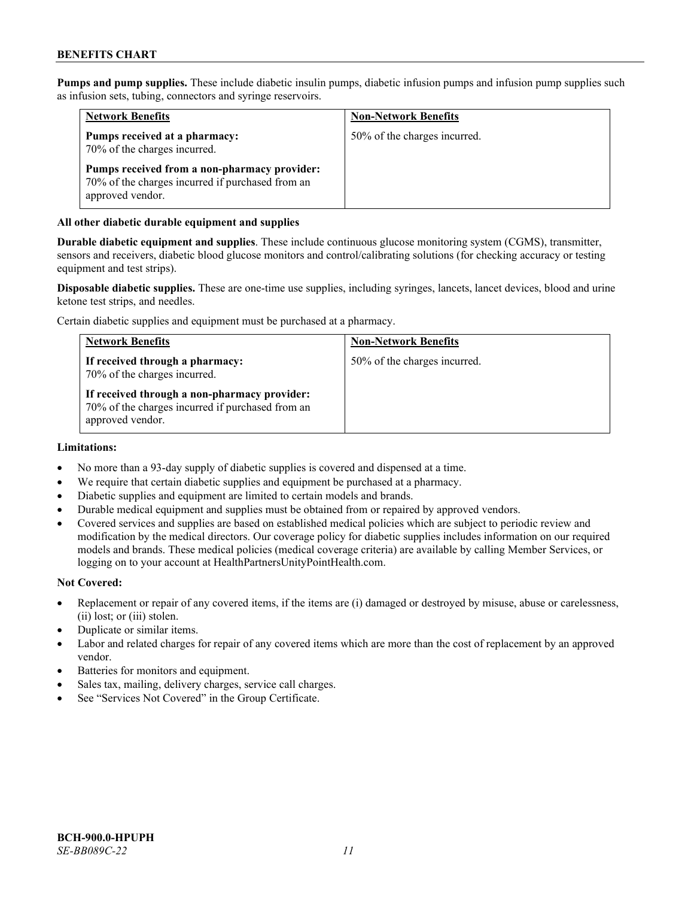**Pumps and pump supplies.** These include diabetic insulin pumps, diabetic infusion pumps and infusion pump supplies such as infusion sets, tubing, connectors and syringe reservoirs.

| Network Benefits | Non-Network Benefits |
|---|---|
| **Pumps received at a pharmacy:** 70% of the charges incurred.<br><br>**Pumps received from a non-pharmacy provider:** 70% of the charges incurred if purchased from an approved vendor. | 50% of the charges incurred. |

**All other diabetic durable equipment and supplies**

**Durable diabetic equipment and supplies**. These include continuous glucose monitoring system (CGMS), transmitter, sensors and receivers, diabetic blood glucose monitors and control/calibrating solutions (for checking accuracy or testing equipment and test strips).

**Disposable diabetic supplies.** These are one-time use supplies, including syringes, lancets, lancet devices, blood and urine ketone test strips, and needles.

Certain diabetic supplies and equipment must be purchased at a pharmacy.

| Network Benefits | Non-Network Benefits |
|---|---|
| **If received through a pharmacy:** 70% of the charges incurred.<br><br>**If received through a non-pharmacy provider:** 70% of the charges incurred if purchased from an approved vendor. | 50% of the charges incurred. |

**Limitations:**

- No more than a 93-day supply of diabetic supplies is covered and dispensed at a time.
- We require that certain diabetic supplies and equipment be purchased at a pharmacy.
- Diabetic supplies and equipment are limited to certain models and brands.
- Durable medical equipment and supplies must be obtained from or repaired by approved vendors.
- Covered services and supplies are based on established medical policies which are subject to periodic review and modification by the medical directors. Our coverage policy for diabetic supplies includes information on our required models and brands. These medical policies (medical coverage criteria) are available by calling Member Services, or logging on to your account at HealthPartnersUnityPointHealth.com.

**Not Covered:**

- Replacement or repair of any covered items, if the items are (i) damaged or destroyed by misuse, abuse or carelessness, (ii) lost; or (iii) stolen.
- Duplicate or similar items.
- Labor and related charges for repair of any covered items which are more than the cost of replacement by an approved vendor.
- Batteries for monitors and equipment.
- Sales tax, mailing, delivery charges, service call charges.
- See "Services Not Covered" in the Group Certificate.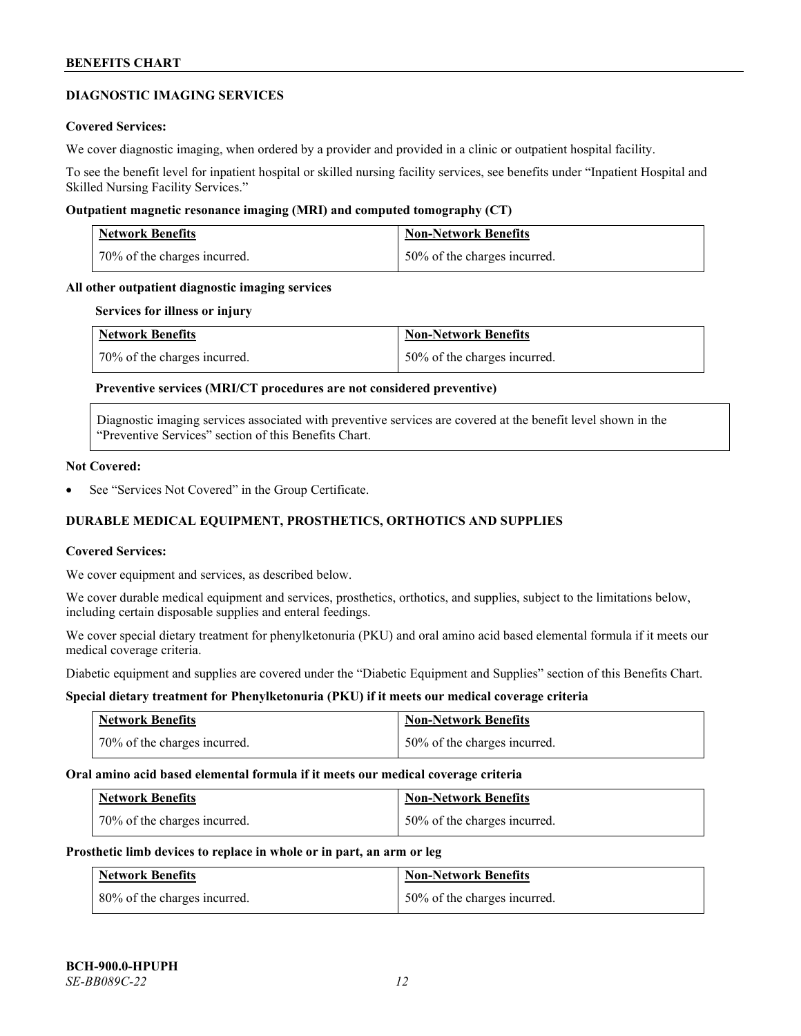## DIAGNOSTIC IMAGING SERVICES

**Covered Services:**

We cover diagnostic imaging, when ordered by a provider and provided in a clinic or outpatient hospital facility.

To see the benefit level for inpatient hospital or skilled nursing facility services, see benefits under "Inpatient Hospital and Skilled Nursing Facility Services."

**Outpatient magnetic resonance imaging (MRI) and computed tomography (CT)**

| Network Benefits | Non-Network Benefits |
|---|---|
| 70% of the charges incurred. | 50% of the charges incurred. |

**All other outpatient diagnostic imaging services**

**Services for illness or injury**

| Network Benefits | Non-Network Benefits |
|---|---|
| 70% of the charges incurred. | 50% of the charges incurred. |

**Preventive services (MRI/CT procedures are not considered preventive)**

Diagnostic imaging services associated with preventive services are covered at the benefit level shown in the "Preventive Services" section of this Benefits Chart.

**Not Covered:**

- See "Services Not Covered" in the Group Certificate.

## DURABLE MEDICAL EQUIPMENT, PROSTHETICS, ORTHOTICS AND SUPPLIES

**Covered Services:**

We cover equipment and services, as described below.

We cover durable medical equipment and services, prosthetics, orthotics, and supplies, subject to the limitations below, including certain disposable supplies and enteral feedings.

We cover special dietary treatment for phenylketonuria (PKU) and oral amino acid based elemental formula if it meets our medical coverage criteria.

Diabetic equipment and supplies are covered under the "Diabetic Equipment and Supplies" section of this Benefits Chart.

**Special dietary treatment for Phenylketonuria (PKU) if it meets our medical coverage criteria**

| Network Benefits | Non-Network Benefits |
|---|---|
| 70% of the charges incurred. | 50% of the charges incurred. |

**Oral amino acid based elemental formula if it meets our medical coverage criteria**

| Network Benefits | Non-Network Benefits |
|---|---|
| 70% of the charges incurred. | 50% of the charges incurred. |

**Prosthetic limb devices to replace in whole or in part, an arm or leg**

| Network Benefits | Non-Network Benefits |
|---|---|
| 80% of the charges incurred. | 50% of the charges incurred. |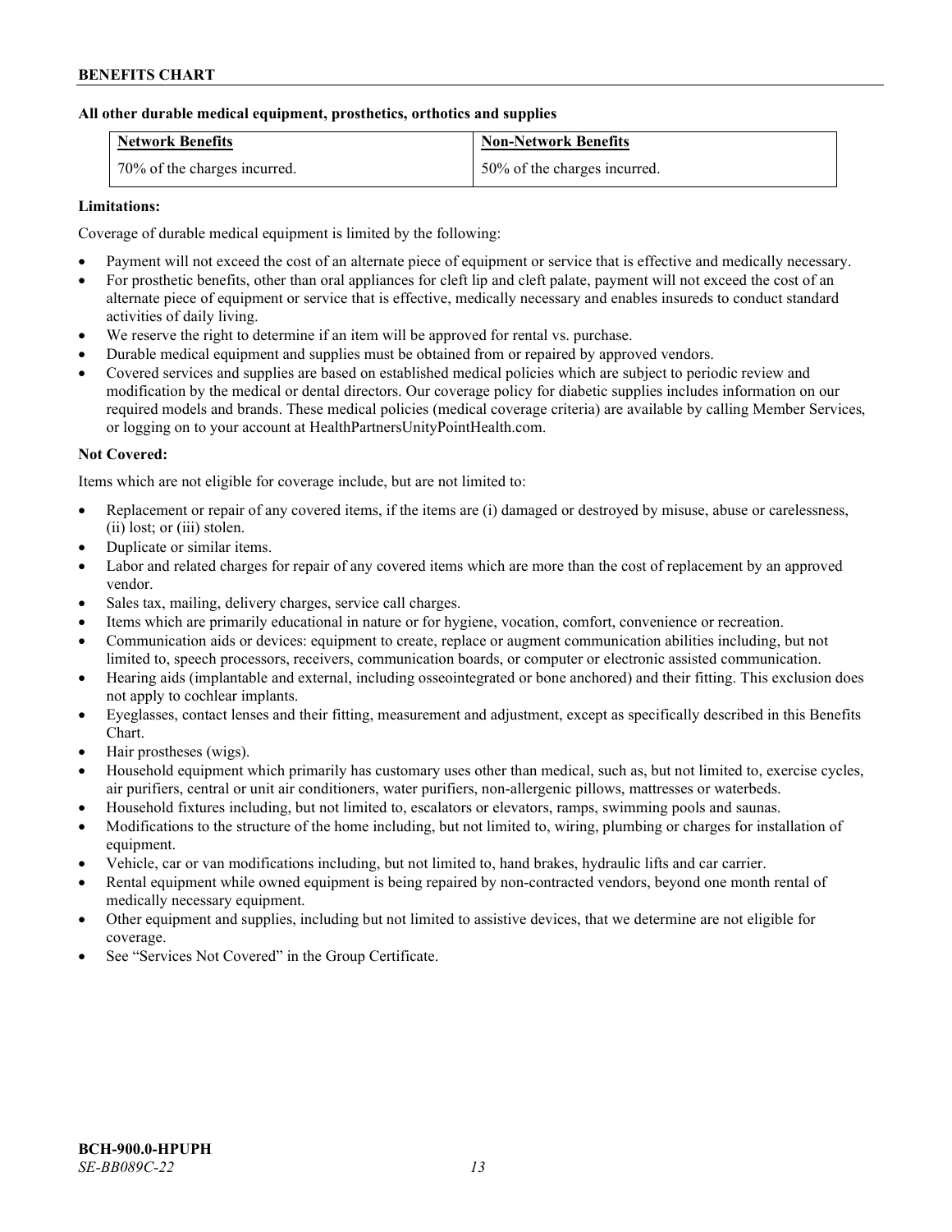**All other durable medical equipment, prosthetics, orthotics and supplies**

| Network Benefits | Non-Network Benefits |
| --- | --- |
| 70% of the charges incurred. | 50% of the charges incurred. |

**Limitations:**

Coverage of durable medical equipment is limited by the following:

- Payment will not exceed the cost of an alternate piece of equipment or service that is effective and medically necessary.
- For prosthetic benefits, other than oral appliances for cleft lip and cleft palate, payment will not exceed the cost of an alternate piece of equipment or service that is effective, medically necessary and enables insureds to conduct standard activities of daily living.
- We reserve the right to determine if an item will be approved for rental vs. purchase.
- Durable medical equipment and supplies must be obtained from or repaired by approved vendors.
- Covered services and supplies are based on established medical policies which are subject to periodic review and modification by the medical or dental directors. Our coverage policy for diabetic supplies includes information on our required models and brands. These medical policies (medical coverage criteria) are available by calling Member Services, or logging on to your account at HealthPartnersUnityPointHealth.com.

**Not Covered:**

Items which are not eligible for coverage include, but are not limited to:

- Replacement or repair of any covered items, if the items are (i) damaged or destroyed by misuse, abuse or carelessness, (ii) lost; or (iii) stolen.
- Duplicate or similar items.
- Labor and related charges for repair of any covered items which are more than the cost of replacement by an approved vendor.
- Sales tax, mailing, delivery charges, service call charges.
- Items which are primarily educational in nature or for hygiene, vocation, comfort, convenience or recreation.
- Communication aids or devices: equipment to create, replace or augment communication abilities including, but not limited to, speech processors, receivers, communication boards, or computer or electronic assisted communication.
- Hearing aids (implantable and external, including osseointegrated or bone anchored) and their fitting. This exclusion does not apply to cochlear implants.
- Eyeglasses, contact lenses and their fitting, measurement and adjustment, except as specifically described in this Benefits Chart.
- Hair prostheses (wigs).
- Household equipment which primarily has customary uses other than medical, such as, but not limited to, exercise cycles, air purifiers, central or unit air conditioners, water purifiers, non-allergenic pillows, mattresses or waterbeds.
- Household fixtures including, but not limited to, escalators or elevators, ramps, swimming pools and saunas.
- Modifications to the structure of the home including, but not limited to, wiring, plumbing or charges for installation of equipment.
- Vehicle, car or van modifications including, but not limited to, hand brakes, hydraulic lifts and car carrier.
- Rental equipment while owned equipment is being repaired by non-contracted vendors, beyond one month rental of medically necessary equipment.
- Other equipment and supplies, including but not limited to assistive devices, that we determine are not eligible for coverage.
- See "Services Not Covered" in the Group Certificate.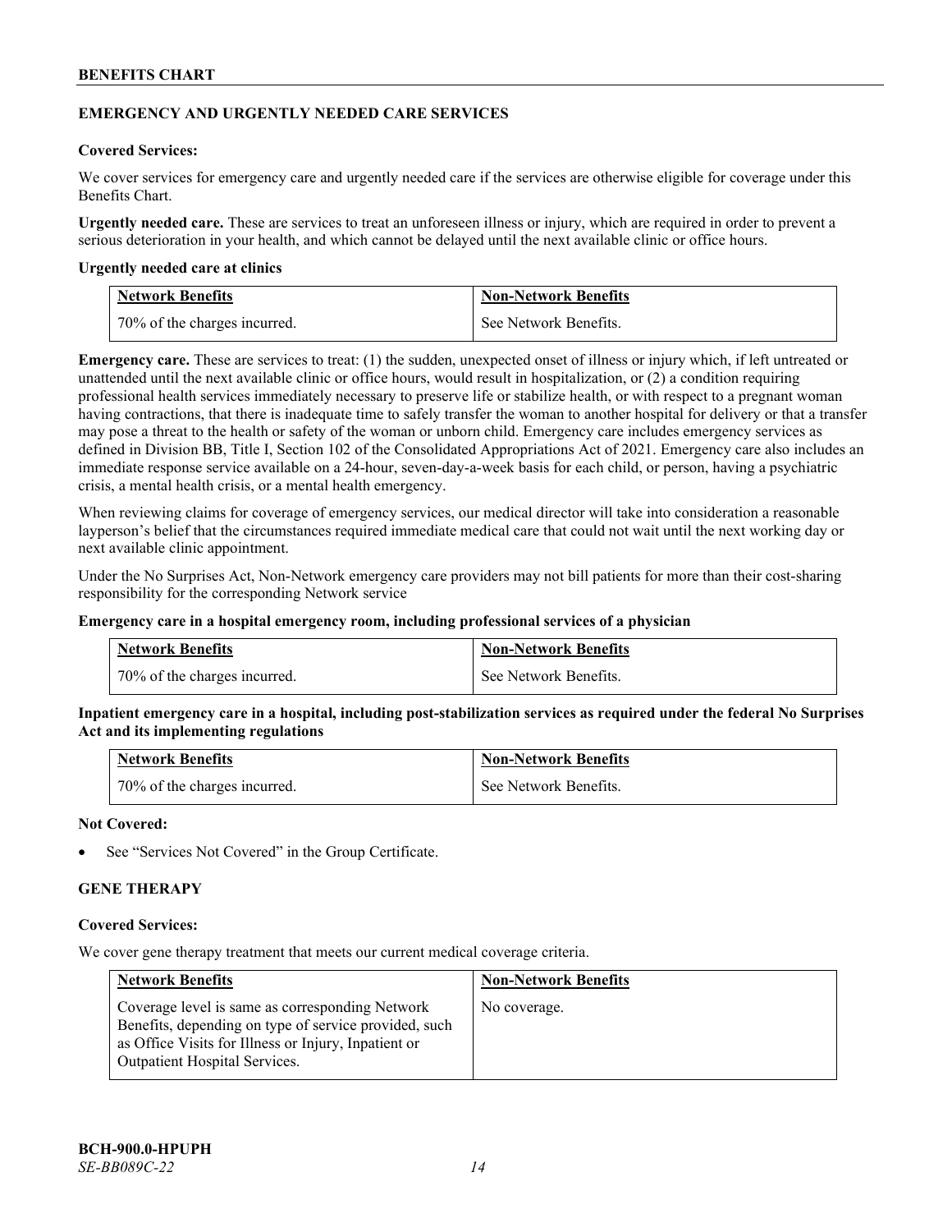## EMERGENCY AND URGENTLY NEEDED CARE SERVICES

**Covered Services:**

We cover services for emergency care and urgently needed care if the services are otherwise eligible for coverage under this Benefits Chart.

**Urgently needed care.** These are services to treat an unforeseen illness or injury, which are required in order to prevent a serious deterioration in your health, and which cannot be delayed until the next available clinic or office hours.

**Urgently needed care at clinics**

| Network Benefits | Non-Network Benefits |
|---|---|
| 70% of the charges incurred. | See Network Benefits. |

**Emergency care.** These are services to treat: (1) the sudden, unexpected onset of illness or injury which, if left untreated or unattended until the next available clinic or office hours, would result in hospitalization, or (2) a condition requiring professional health services immediately necessary to preserve life or stabilize health, or with respect to a pregnant woman having contractions, that there is inadequate time to safely transfer the woman to another hospital for delivery or that a transfer may pose a threat to the health or safety of the woman or unborn child. Emergency care includes emergency services as defined in Division BB, Title I, Section 102 of the Consolidated Appropriations Act of 2021. Emergency care also includes an immediate response service available on a 24-hour, seven-day-a-week basis for each child, or person, having a psychiatric crisis, a mental health crisis, or a mental health emergency.

When reviewing claims for coverage of emergency services, our medical director will take into consideration a reasonable layperson's belief that the circumstances required immediate medical care that could not wait until the next working day or next available clinic appointment.

Under the No Surprises Act, Non-Network emergency care providers may not bill patients for more than their cost-sharing responsibility for the corresponding Network service

**Emergency care in a hospital emergency room, including professional services of a physician**

| Network Benefits | Non-Network Benefits |
|---|---|
| 70% of the charges incurred. | See Network Benefits. |

**Inpatient emergency care in a hospital, including post-stabilization services as required under the federal No Surprises Act and its implementing regulations**

| Network Benefits | Non-Network Benefits |
|---|---|
| 70% of the charges incurred. | See Network Benefits. |

**Not Covered:**

- See "Services Not Covered" in the Group Certificate.

## GENE THERAPY

**Covered Services:**

We cover gene therapy treatment that meets our current medical coverage criteria.

| Network Benefits | Non-Network Benefits |
|---|---|
| Coverage level is same as corresponding Network Benefits, depending on type of service provided, such as Office Visits for Illness or Injury, Inpatient or Outpatient Hospital Services. | No coverage. |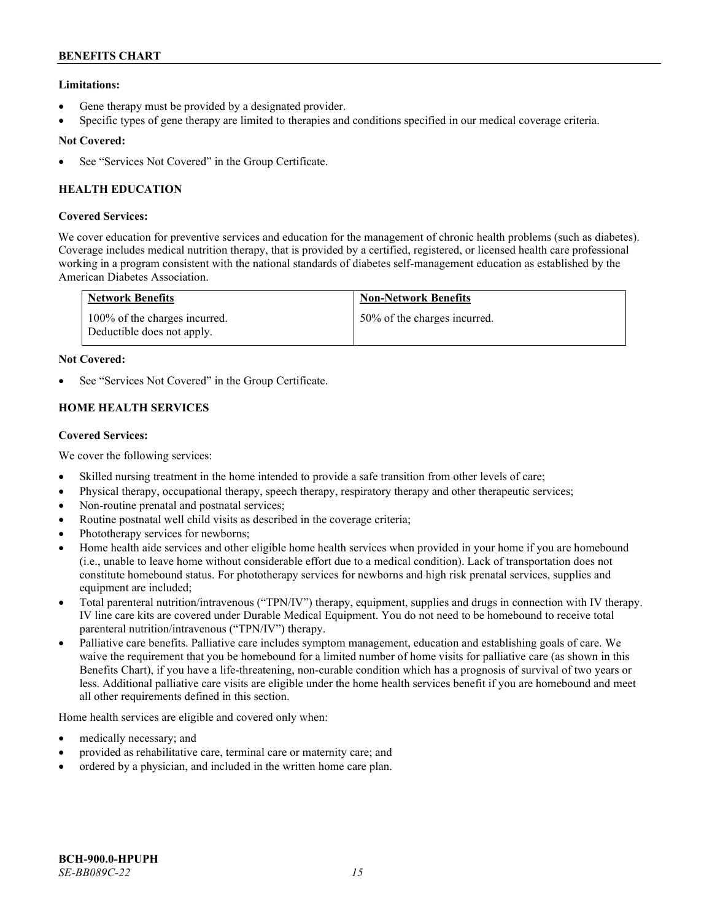**Limitations:**

- Gene therapy must be provided by a designated provider.
- Specific types of gene therapy are limited to therapies and conditions specified in our medical coverage criteria.

**Not Covered:**

- See "Services Not Covered" in the Group Certificate.

### HEALTH EDUCATION

**Covered Services:**

We cover education for preventive services and education for the management of chronic health problems (such as diabetes). Coverage includes medical nutrition therapy, that is provided by a certified, registered, or licensed health care professional working in a program consistent with the national standards of diabetes self-management education as established by the American Diabetes Association.

| Network Benefits | Non-Network Benefits |
|---|---|
| 100% of the charges incurred. Deductible does not apply. | 50% of the charges incurred. |

**Not Covered:**

- See "Services Not Covered" in the Group Certificate.

### HOME HEALTH SERVICES

**Covered Services:**

We cover the following services:

- Skilled nursing treatment in the home intended to provide a safe transition from other levels of care;
- Physical therapy, occupational therapy, speech therapy, respiratory therapy and other therapeutic services;
- Non-routine prenatal and postnatal services;
- Routine postnatal well child visits as described in the coverage criteria;
- Phototherapy services for newborns;
- Home health aide services and other eligible home health services when provided in your home if you are homebound (i.e., unable to leave home without considerable effort due to a medical condition). Lack of transportation does not constitute homebound status. For phototherapy services for newborns and high risk prenatal services, supplies and equipment are included;
- Total parenteral nutrition/intravenous ("TPN/IV") therapy, equipment, supplies and drugs in connection with IV therapy. IV line care kits are covered under Durable Medical Equipment. You do not need to be homebound to receive total parenteral nutrition/intravenous ("TPN/IV") therapy.
- Palliative care benefits. Palliative care includes symptom management, education and establishing goals of care. We waive the requirement that you be homebound for a limited number of home visits for palliative care (as shown in this Benefits Chart), if you have a life-threatening, non-curable condition which has a prognosis of survival of two years or less. Additional palliative care visits are eligible under the home health services benefit if you are homebound and meet all other requirements defined in this section.

Home health services are eligible and covered only when:

- medically necessary; and
- provided as rehabilitative care, terminal care or maternity care; and
- ordered by a physician, and included in the written home care plan.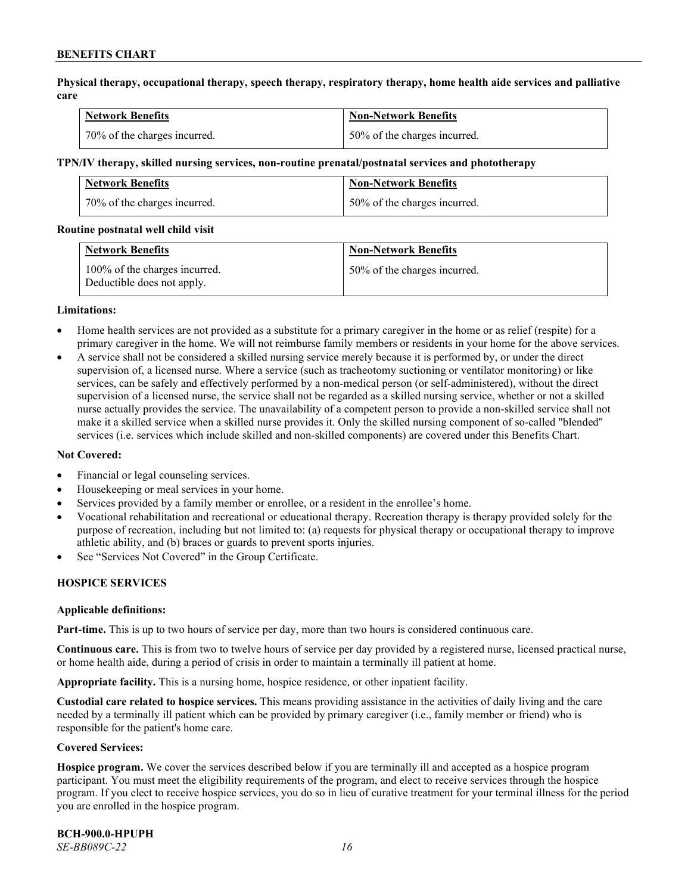**Physical therapy, occupational therapy, speech therapy, respiratory therapy, home health aide services and palliative care**

| Network Benefits | Non-Network Benefits |
| --- | --- |
| 70% of the charges incurred. | 50% of the charges incurred. |

**TPN/IV therapy, skilled nursing services, non-routine prenatal/postnatal services and phototherapy**

| Network Benefits | Non-Network Benefits |
| --- | --- |
| 70% of the charges incurred. | 50% of the charges incurred. |

**Routine postnatal well child visit**

| Network Benefits | Non-Network Benefits |
| --- | --- |
| 100% of the charges incurred. Deductible does not apply. | 50% of the charges incurred. |

**Limitations:**

- Home health services are not provided as a substitute for a primary caregiver in the home or as relief (respite) for a primary caregiver in the home. We will not reimburse family members or residents in your home for the above services.
- A service shall not be considered a skilled nursing service merely because it is performed by, or under the direct supervision of, a licensed nurse. Where a service (such as tracheotomy suctioning or ventilator monitoring) or like services, can be safely and effectively performed by a non-medical person (or self-administered), without the direct supervision of a licensed nurse, the service shall not be regarded as a skilled nursing service, whether or not a skilled nurse actually provides the service. The unavailability of a competent person to provide a non-skilled service shall not make it a skilled service when a skilled nurse provides it. Only the skilled nursing component of so-called "blended" services (i.e. services which include skilled and non-skilled components) are covered under this Benefits Chart.

**Not Covered:**

- Financial or legal counseling services.
- Housekeeping or meal services in your home.
- Services provided by a family member or enrollee, or a resident in the enrollee's home.
- Vocational rehabilitation and recreational or educational therapy. Recreation therapy is therapy provided solely for the purpose of recreation, including but not limited to: (a) requests for physical therapy or occupational therapy to improve athletic ability, and (b) braces or guards to prevent sports injuries.
- See "Services Not Covered" in the Group Certificate.

## HOSPICE SERVICES

**Applicable definitions:**

**Part-time.** This is up to two hours of service per day, more than two hours is considered continuous care.

**Continuous care.** This is from two to twelve hours of service per day provided by a registered nurse, licensed practical nurse, or home health aide, during a period of crisis in order to maintain a terminally ill patient at home.

**Appropriate facility.** This is a nursing home, hospice residence, or other inpatient facility.

**Custodial care related to hospice services.** This means providing assistance in the activities of daily living and the care needed by a terminally ill patient which can be provided by primary caregiver (i.e., family member or friend) who is responsible for the patient's home care.

**Covered Services:**

**Hospice program.** We cover the services described below if you are terminally ill and accepted as a hospice program participant. You must meet the eligibility requirements of the program, and elect to receive services through the hospice program. If you elect to receive hospice services, you do so in lieu of curative treatment for your terminal illness for the period you are enrolled in the hospice program.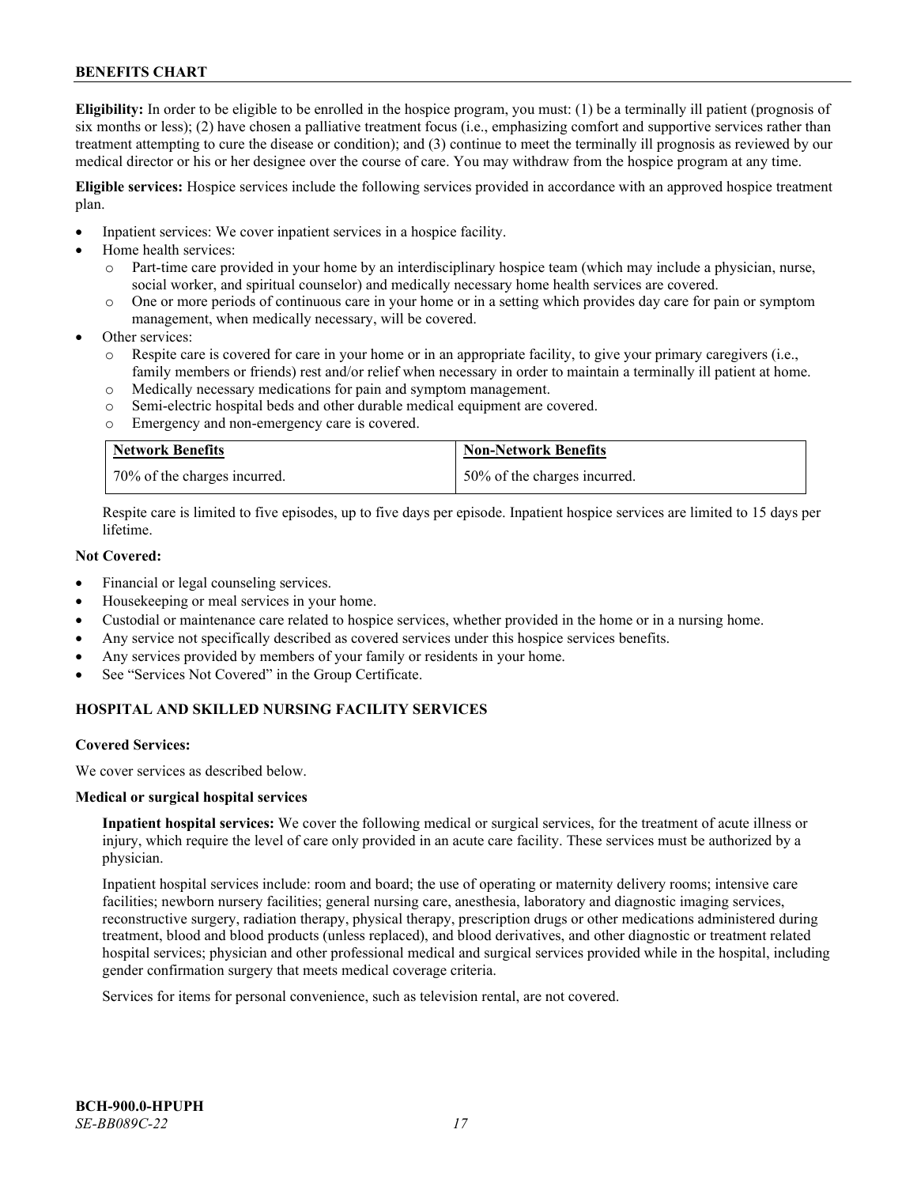**Eligibility:** In order to be eligible to be enrolled in the hospice program, you must: (1) be a terminally ill patient (prognosis of six months or less); (2) have chosen a palliative treatment focus (i.e., emphasizing comfort and supportive services rather than treatment attempting to cure the disease or condition); and (3) continue to meet the terminally ill prognosis as reviewed by our medical director or his or her designee over the course of care. You may withdraw from the hospice program at any time.

**Eligible services:** Hospice services include the following services provided in accordance with an approved hospice treatment plan.

- Inpatient services: We cover inpatient services in a hospice facility.
- Home health services:
  - Part-time care provided in your home by an interdisciplinary hospice team (which may include a physician, nurse, social worker, and spiritual counselor) and medically necessary home health services are covered.
  - One or more periods of continuous care in your home or in a setting which provides day care for pain or symptom management, when medically necessary, will be covered.
- Other services:
  - Respite care is covered for care in your home or in an appropriate facility, to give your primary caregivers (i.e., family members or friends) rest and/or relief when necessary in order to maintain a terminally ill patient at home.
  - Medically necessary medications for pain and symptom management.
  - Semi-electric hospital beds and other durable medical equipment are covered.
  - Emergency and non-emergency care is covered.

| Network Benefits | Non-Network Benefits |
|---|---|
| 70% of the charges incurred. | 50% of the charges incurred. |

Respite care is limited to five episodes, up to five days per episode. Inpatient hospice services are limited to 15 days per lifetime.

**Not Covered:**

- Financial or legal counseling services.
- Housekeeping or meal services in your home.
- Custodial or maintenance care related to hospice services, whether provided in the home or in a nursing home.
- Any service not specifically described as covered services under this hospice services benefits.
- Any services provided by members of your family or residents in your home.
- See "Services Not Covered" in the Group Certificate.

## HOSPITAL AND SKILLED NURSING FACILITY SERVICES

**Covered Services:**

We cover services as described below.

**Medical or surgical hospital services**

**Inpatient hospital services:** We cover the following medical or surgical services, for the treatment of acute illness or injury, which require the level of care only provided in an acute care facility. These services must be authorized by a physician.

Inpatient hospital services include: room and board; the use of operating or maternity delivery rooms; intensive care facilities; newborn nursery facilities; general nursing care, anesthesia, laboratory and diagnostic imaging services, reconstructive surgery, radiation therapy, physical therapy, prescription drugs or other medications administered during treatment, blood and blood products (unless replaced), and blood derivatives, and other diagnostic or treatment related hospital services; physician and other professional medical and surgical services provided while in the hospital, including gender confirmation surgery that meets medical coverage criteria.

Services for items for personal convenience, such as television rental, are not covered.

**BCH-900.0-HPUPH**
*SE-BB089C-22*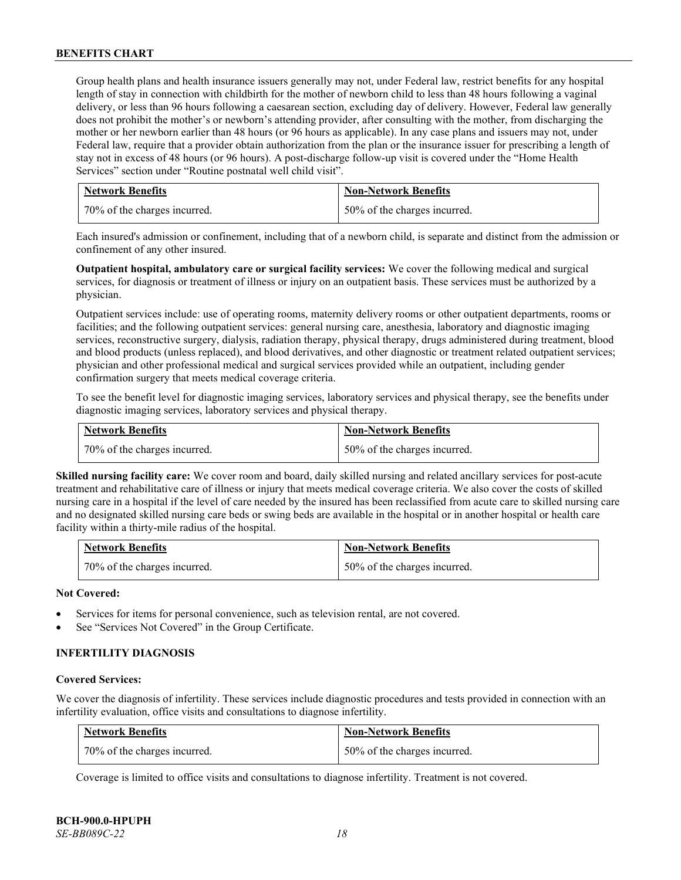Group health plans and health insurance issuers generally may not, under Federal law, restrict benefits for any hospital length of stay in connection with childbirth for the mother of newborn child to less than 48 hours following a vaginal delivery, or less than 96 hours following a caesarean section, excluding day of delivery. However, Federal law generally does not prohibit the mother's or newborn's attending provider, after consulting with the mother, from discharging the mother or her newborn earlier than 48 hours (or 96 hours as applicable). In any case plans and issuers may not, under Federal law, require that a provider obtain authorization from the plan or the insurance issuer for prescribing a length of stay not in excess of 48 hours (or 96 hours). A post-discharge follow-up visit is covered under the "Home Health Services" section under "Routine postnatal well child visit".

| Network Benefits | Non-Network Benefits |
| --- | --- |
| 70% of the charges incurred. | 50% of the charges incurred. |

Each insured's admission or confinement, including that of a newborn child, is separate and distinct from the admission or confinement of any other insured.

**Outpatient hospital, ambulatory care or surgical facility services:** We cover the following medical and surgical services, for diagnosis or treatment of illness or injury on an outpatient basis. These services must be authorized by a physician.

Outpatient services include: use of operating rooms, maternity delivery rooms or other outpatient departments, rooms or facilities; and the following outpatient services: general nursing care, anesthesia, laboratory and diagnostic imaging services, reconstructive surgery, dialysis, radiation therapy, physical therapy, drugs administered during treatment, blood and blood products (unless replaced), and blood derivatives, and other diagnostic or treatment related outpatient services; physician and other professional medical and surgical services provided while an outpatient, including gender confirmation surgery that meets medical coverage criteria.

To see the benefit level for diagnostic imaging services, laboratory services and physical therapy, see the benefits under diagnostic imaging services, laboratory services and physical therapy.

| Network Benefits | Non-Network Benefits |
| --- | --- |
| 70% of the charges incurred. | 50% of the charges incurred. |

**Skilled nursing facility care:** We cover room and board, daily skilled nursing and related ancillary services for post-acute treatment and rehabilitative care of illness or injury that meets medical coverage criteria. We also cover the costs of skilled nursing care in a hospital if the level of care needed by the insured has been reclassified from acute care to skilled nursing care and no designated skilled nursing care beds or swing beds are available in the hospital or in another hospital or health care facility within a thirty-mile radius of the hospital.

| Network Benefits | Non-Network Benefits |
| --- | --- |
| 70% of the charges incurred. | 50% of the charges incurred. |

**Not Covered:**

- Services for items for personal convenience, such as television rental, are not covered.
- See "Services Not Covered" in the Group Certificate.

### INFERTILITY DIAGNOSIS

**Covered Services:**

We cover the diagnosis of infertility. These services include diagnostic procedures and tests provided in connection with an infertility evaluation, office visits and consultations to diagnose infertility.

| Network Benefits | Non-Network Benefits |
| --- | --- |
| 70% of the charges incurred. | 50% of the charges incurred. |

Coverage is limited to office visits and consultations to diagnose infertility. Treatment is not covered.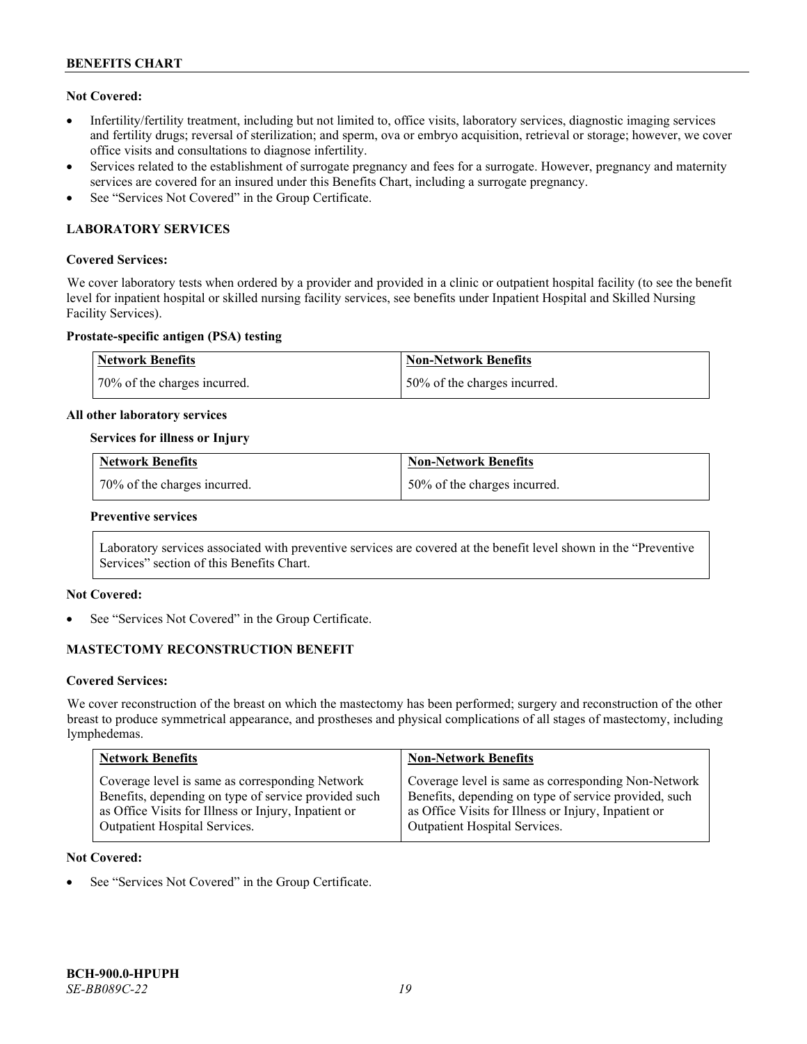**Not Covered:**

- Infertility/fertility treatment, including but not limited to, office visits, laboratory services, diagnostic imaging services and fertility drugs; reversal of sterilization; and sperm, ova or embryo acquisition, retrieval or storage; however, we cover office visits and consultations to diagnose infertility.
- Services related to the establishment of surrogate pregnancy and fees for a surrogate. However, pregnancy and maternity services are covered for an insured under this Benefits Chart, including a surrogate pregnancy.
- See "Services Not Covered" in the Group Certificate.

## LABORATORY SERVICES

**Covered Services:**

We cover laboratory tests when ordered by a provider and provided in a clinic or outpatient hospital facility (to see the benefit level for inpatient hospital or skilled nursing facility services, see benefits under Inpatient Hospital and Skilled Nursing Facility Services).

**Prostate-specific antigen (PSA) testing**

| Network Benefits | Non-Network Benefits |
| --- | --- |
| 70% of the charges incurred. | 50% of the charges incurred. |

**All other laboratory services**

**Services for illness or Injury**

| Network Benefits | Non-Network Benefits |
| --- | --- |
| 70% of the charges incurred. | 50% of the charges incurred. |

**Preventive services**

Laboratory services associated with preventive services are covered at the benefit level shown in the "Preventive Services" section of this Benefits Chart.

**Not Covered:**

- See "Services Not Covered" in the Group Certificate.

## MASTECTOMY RECONSTRUCTION BENEFIT

**Covered Services:**

We cover reconstruction of the breast on which the mastectomy has been performed; surgery and reconstruction of the other breast to produce symmetrical appearance, and prostheses and physical complications of all stages of mastectomy, including lymphedemas.

| Network Benefits | Non-Network Benefits |
| --- | --- |
| Coverage level is same as corresponding Network Benefits, depending on type of service provided such as Office Visits for Illness or Injury, Inpatient or Outpatient Hospital Services. | Coverage level is same as corresponding Non-Network Benefits, depending on type of service provided, such as Office Visits for Illness or Injury, Inpatient or Outpatient Hospital Services. |

**Not Covered:**

- See "Services Not Covered" in the Group Certificate.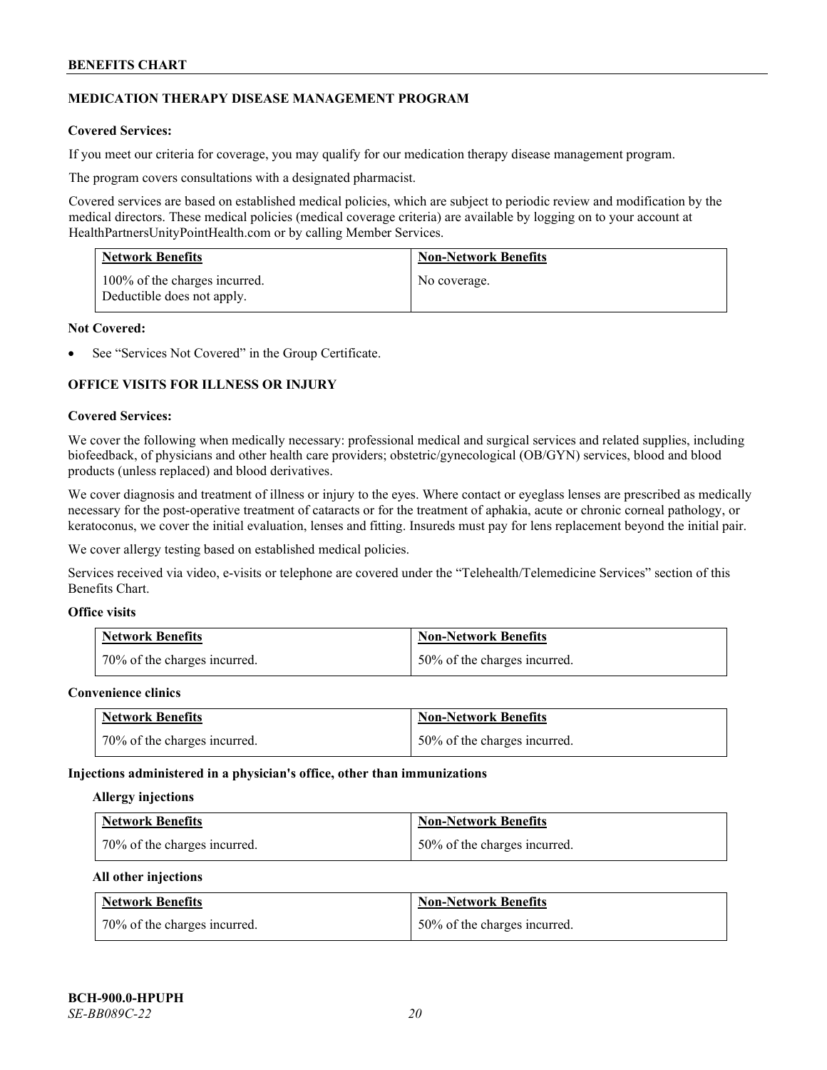## MEDICATION THERAPY DISEASE MANAGEMENT PROGRAM

**Covered Services:**

If you meet our criteria for coverage, you may qualify for our medication therapy disease management program.

The program covers consultations with a designated pharmacist.

Covered services are based on established medical policies, which are subject to periodic review and modification by the medical directors. These medical policies (medical coverage criteria) are available by logging on to your account at HealthPartnersUnityPointHealth.com or by calling Member Services.

| Network Benefits | Non-Network Benefits |
| --- | --- |
| 100% of the charges incurred. Deductible does not apply. | No coverage. |

**Not Covered:**

- See "Services Not Covered" in the Group Certificate.

## OFFICE VISITS FOR ILLNESS OR INJURY

**Covered Services:**

We cover the following when medically necessary: professional medical and surgical services and related supplies, including biofeedback, of physicians and other health care providers; obstetric/gynecological (OB/GYN) services, blood and blood products (unless replaced) and blood derivatives.

We cover diagnosis and treatment of illness or injury to the eyes. Where contact or eyeglass lenses are prescribed as medically necessary for the post-operative treatment of cataracts or for the treatment of aphakia, acute or chronic corneal pathology, or keratoconus, we cover the initial evaluation, lenses and fitting. Insureds must pay for lens replacement beyond the initial pair.

We cover allergy testing based on established medical policies.

Services received via video, e-visits or telephone are covered under the "Telehealth/Telemedicine Services" section of this Benefits Chart.

**Office visits**

| Network Benefits | Non-Network Benefits |
| --- | --- |
| 70% of the charges incurred. | 50% of the charges incurred. |

**Convenience clinics**

| Network Benefits | Non-Network Benefits |
| --- | --- |
| 70% of the charges incurred. | 50% of the charges incurred. |

**Injections administered in a physician's office, other than immunizations**

**Allergy injections**

| Network Benefits | Non-Network Benefits |
| --- | --- |
| 70% of the charges incurred. | 50% of the charges incurred. |

**All other injections**

| Network Benefits | Non-Network Benefits |
| --- | --- |
| 70% of the charges incurred. | 50% of the charges incurred. |

BCH-900.0-HPUPH
*SE-BB089C-22*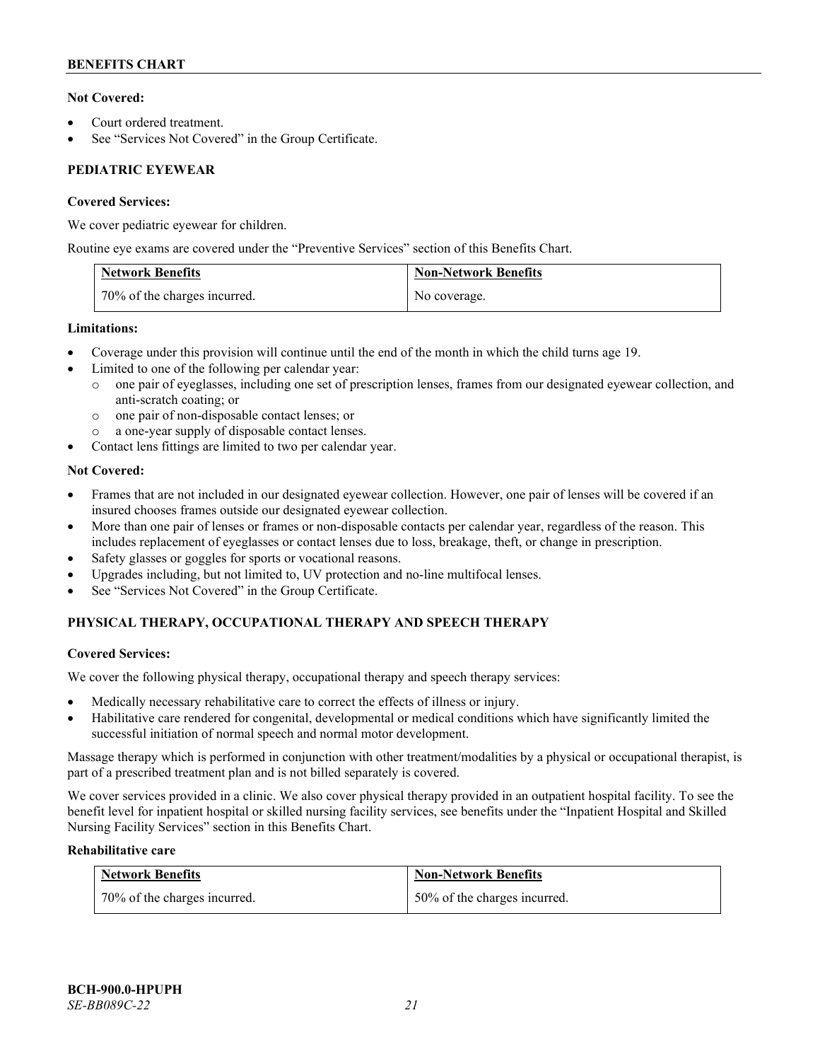**Not Covered:**

- Court ordered treatment.
- See "Services Not Covered" in the Group Certificate.

## PEDIATRIC EYEWEAR

**Covered Services:**

We cover pediatric eyewear for children.

Routine eye exams are covered under the "Preventive Services" section of this Benefits Chart.

| Network Benefits | Non-Network Benefits |
|---|---|
| 70% of the charges incurred. | No coverage. |

**Limitations:**

- Coverage under this provision will continue until the end of the month in which the child turns age 19.
- Limited to one of the following per calendar year:
  - one pair of eyeglasses, including one set of prescription lenses, frames from our designated eyewear collection, and anti-scratch coating; or
  - one pair of non-disposable contact lenses; or
  - a one-year supply of disposable contact lenses.
- Contact lens fittings are limited to two per calendar year.

**Not Covered:**

- Frames that are not included in our designated eyewear collection. However, one pair of lenses will be covered if an insured chooses frames outside our designated eyewear collection.
- More than one pair of lenses or frames or non-disposable contacts per calendar year, regardless of the reason. This includes replacement of eyeglasses or contact lenses due to loss, breakage, theft, or change in prescription.
- Safety glasses or goggles for sports or vocational reasons.
- Upgrades including, but not limited to, UV protection and no-line multifocal lenses.
- See "Services Not Covered" in the Group Certificate.

## PHYSICAL THERAPY, OCCUPATIONAL THERAPY AND SPEECH THERAPY

**Covered Services:**

We cover the following physical therapy, occupational therapy and speech therapy services:

- Medically necessary rehabilitative care to correct the effects of illness or injury.
- Habilitative care rendered for congenital, developmental or medical conditions which have significantly limited the successful initiation of normal speech and normal motor development.

Massage therapy which is performed in conjunction with other treatment/modalities by a physical or occupational therapist, is part of a prescribed treatment plan and is not billed separately is covered.

We cover services provided in a clinic. We also cover physical therapy provided in an outpatient hospital facility. To see the benefit level for inpatient hospital or skilled nursing facility services, see benefits under the "Inpatient Hospital and Skilled Nursing Facility Services" section in this Benefits Chart.

**Rehabilitative care**

| Network Benefits | Non-Network Benefits |
|---|---|
| 70% of the charges incurred. | 50% of the charges incurred. |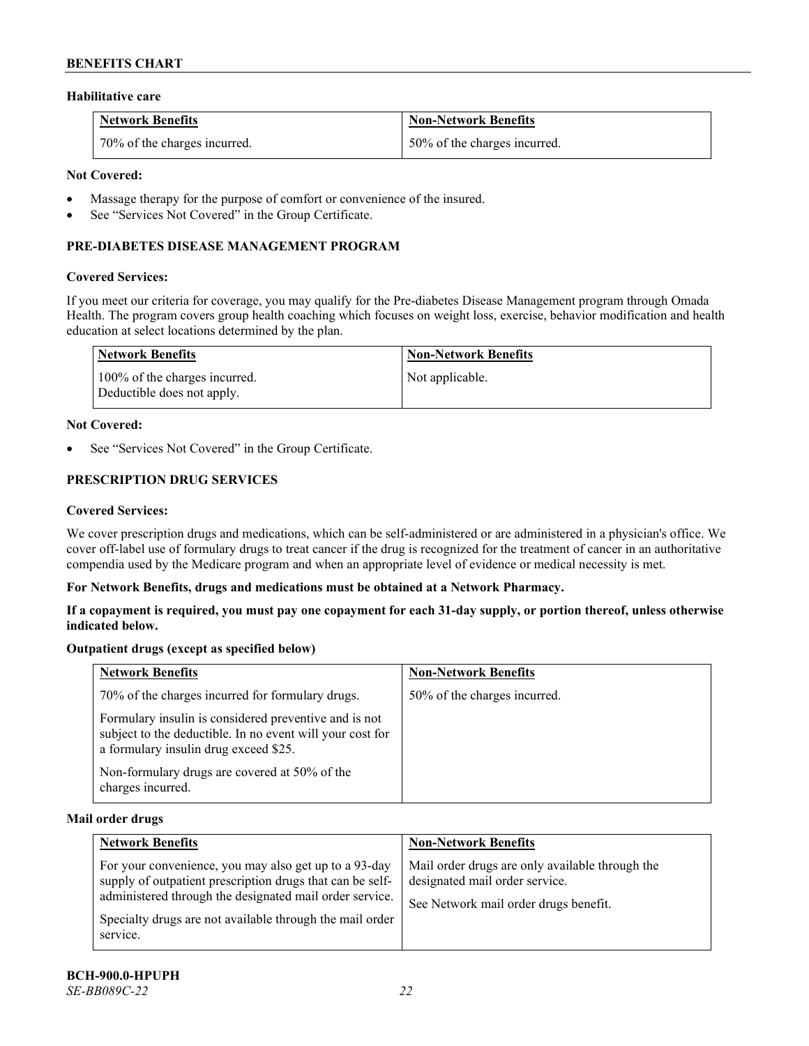**Habilitative care**

| Network Benefits | Non-Network Benefits |
| --- | --- |
| 70% of the charges incurred. | 50% of the charges incurred. |

**Not Covered:**

- Massage therapy for the purpose of comfort or convenience of the insured.
- See "Services Not Covered" in the Group Certificate.

### PRE-DIABETES DISEASE MANAGEMENT PROGRAM

**Covered Services:**

If you meet our criteria for coverage, you may qualify for the Pre-diabetes Disease Management program through Omada Health. The program covers group health coaching which focuses on weight loss, exercise, behavior modification and health education at select locations determined by the plan.

| Network Benefits | Non-Network Benefits |
| --- | --- |
| 100% of the charges incurred. Deductible does not apply. | Not applicable. |

**Not Covered:**

- See "Services Not Covered" in the Group Certificate.

### PRESCRIPTION DRUG SERVICES

**Covered Services:**

We cover prescription drugs and medications, which can be self-administered or are administered in a physician's office. We cover off-label use of formulary drugs to treat cancer if the drug is recognized for the treatment of cancer in an authoritative compendia used by the Medicare program and when an appropriate level of evidence or medical necessity is met.

**For Network Benefits, drugs and medications must be obtained at a Network Pharmacy.**

**If a copayment is required, you must pay one copayment for each 31-day supply, or portion thereof, unless otherwise indicated below.**

**Outpatient drugs (except as specified below)**

| Network Benefits | Non-Network Benefits |
| --- | --- |
| 70% of the charges incurred for formulary drugs.<br><br>Formulary insulin is considered preventive and is not subject to the deductible. In no event will your cost for a formulary insulin drug exceed $25.<br><br>Non-formulary drugs are covered at 50% of the charges incurred. | 50% of the charges incurred. |

**Mail order drugs**

| Network Benefits | Non-Network Benefits |
| --- | --- |
| For your convenience, you may also get up to a 93-day supply of outpatient prescription drugs that can be self-administered through the designated mail order service.<br><br>Specialty drugs are not available through the mail order service. | Mail order drugs are only available through the designated mail order service.<br><br>See Network mail order drugs benefit. |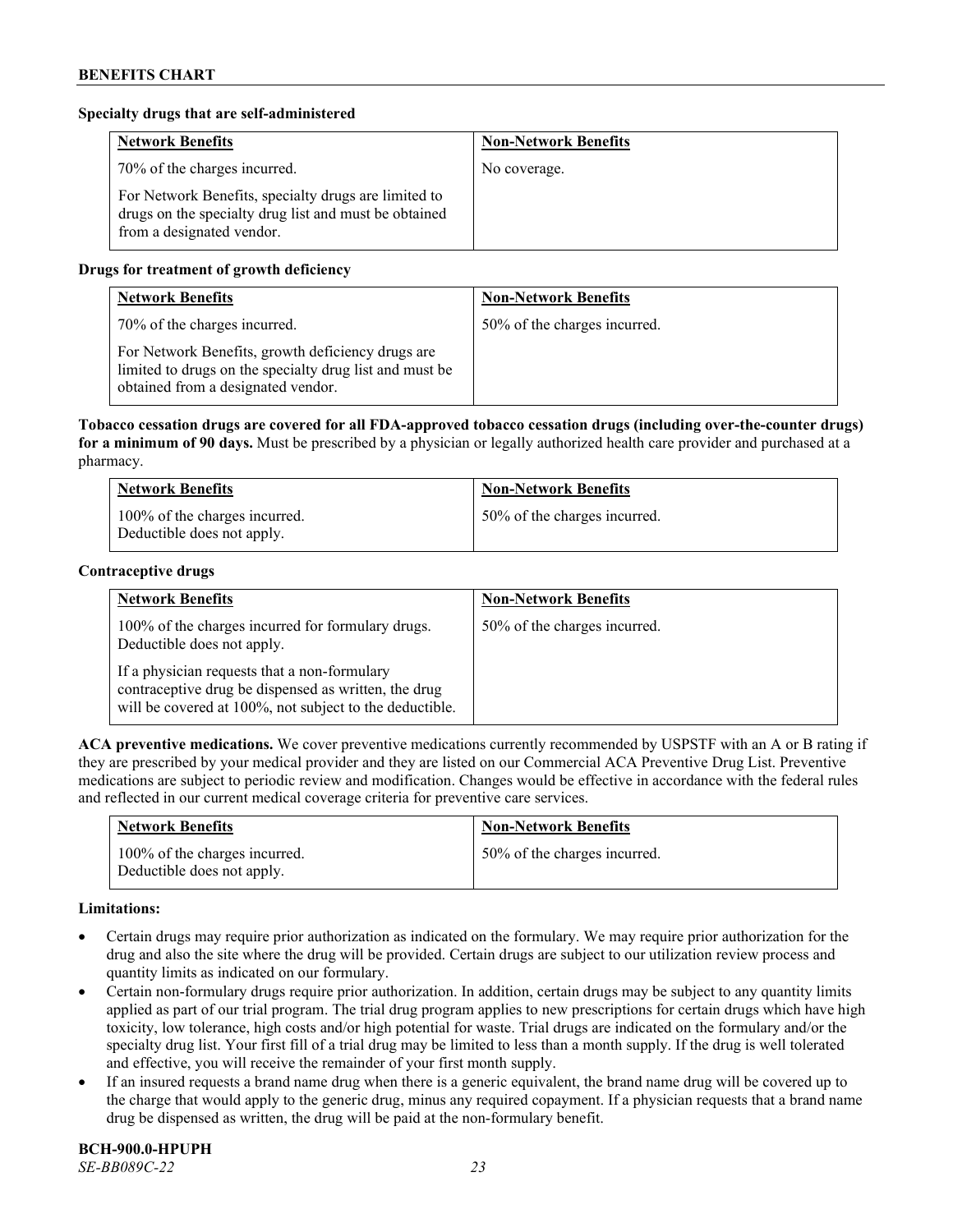**Specialty drugs that are self-administered**

| Network Benefits | Non-Network Benefits |
|---|---|
| 70% of the charges incurred.<br><br>For Network Benefits, specialty drugs are limited to drugs on the specialty drug list and must be obtained from a designated vendor. | No coverage. |

**Drugs for treatment of growth deficiency**

| Network Benefits | Non-Network Benefits |
|---|---|
| 70% of the charges incurred.<br><br>For Network Benefits, growth deficiency drugs are limited to drugs on the specialty drug list and must be obtained from a designated vendor. | 50% of the charges incurred. |

**Tobacco cessation drugs are covered for all FDA-approved tobacco cessation drugs (including over-the-counter drugs) for a minimum of 90 days.** Must be prescribed by a physician or legally authorized health care provider and purchased at a pharmacy.

| Network Benefits | Non-Network Benefits |
|---|---|
| 100% of the charges incurred.<br>Deductible does not apply. | 50% of the charges incurred. |

**Contraceptive drugs**

| Network Benefits | Non-Network Benefits |
|---|---|
| 100% of the charges incurred for formulary drugs. Deductible does not apply.<br><br>If a physician requests that a non-formulary contraceptive drug be dispensed as written, the drug will be covered at 100%, not subject to the deductible. | 50% of the charges incurred. |

**ACA preventive medications.** We cover preventive medications currently recommended by USPSTF with an A or B rating if they are prescribed by your medical provider and they are listed on our Commercial ACA Preventive Drug List. Preventive medications are subject to periodic review and modification. Changes would be effective in accordance with the federal rules and reflected in our current medical coverage criteria for preventive care services.

| Network Benefits | Non-Network Benefits |
|---|---|
| 100% of the charges incurred.<br>Deductible does not apply. | 50% of the charges incurred. |

**Limitations:**

- Certain drugs may require prior authorization as indicated on the formulary. We may require prior authorization for the drug and also the site where the drug will be provided. Certain drugs are subject to our utilization review process and quantity limits as indicated on our formulary.
- Certain non-formulary drugs require prior authorization. In addition, certain drugs may be subject to any quantity limits applied as part of our trial program. The trial drug program applies to new prescriptions for certain drugs which have high toxicity, low tolerance, high costs and/or high potential for waste. Trial drugs are indicated on the formulary and/or the specialty drug list. Your first fill of a trial drug may be limited to less than a month supply. If the drug is well tolerated and effective, you will receive the remainder of your first month supply.
- If an insured requests a brand name drug when there is a generic equivalent, the brand name drug will be covered up to the charge that would apply to the generic drug, minus any required copayment. If a physician requests that a brand name drug be dispensed as written, the drug will be paid at the non-formulary benefit.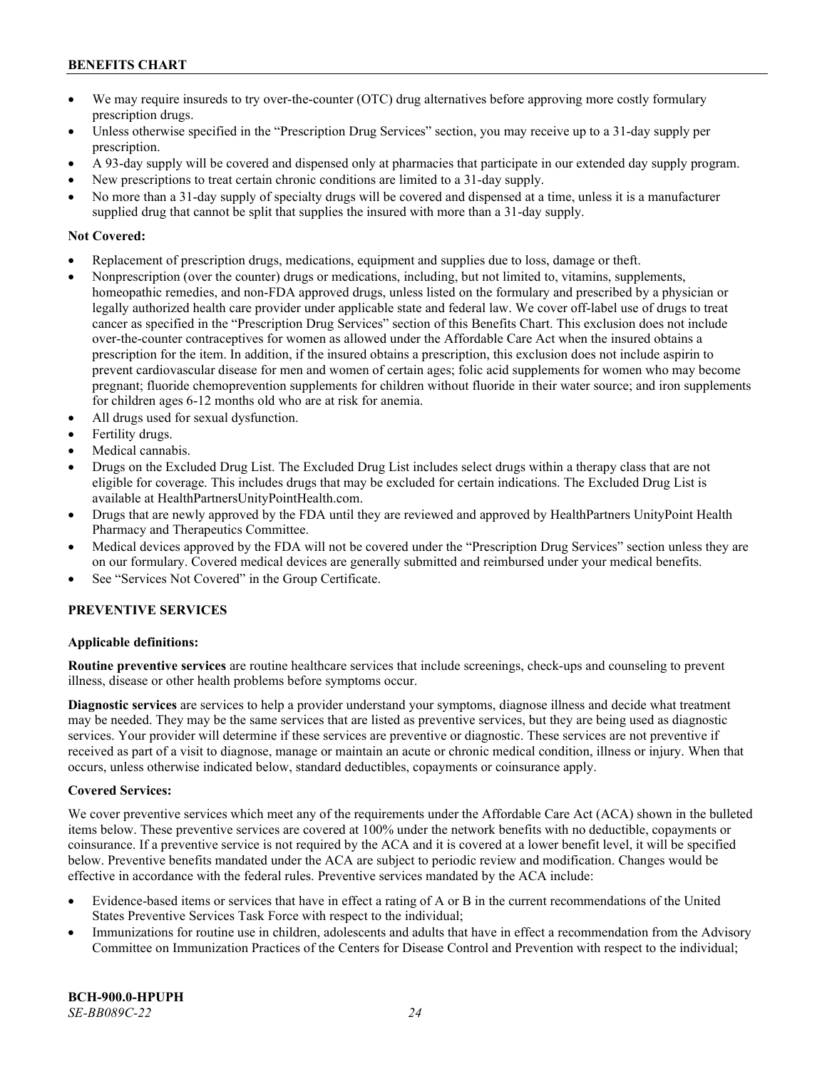- We may require insureds to try over-the-counter (OTC) drug alternatives before approving more costly formulary prescription drugs.
- Unless otherwise specified in the "Prescription Drug Services" section, you may receive up to a 31-day supply per prescription.
- A 93-day supply will be covered and dispensed only at pharmacies that participate in our extended day supply program.
- New prescriptions to treat certain chronic conditions are limited to a 31-day supply.
- No more than a 31-day supply of specialty drugs will be covered and dispensed at a time, unless it is a manufacturer supplied drug that cannot be split that supplies the insured with more than a 31-day supply.

**Not Covered:**

- Replacement of prescription drugs, medications, equipment and supplies due to loss, damage or theft.
- Nonprescription (over the counter) drugs or medications, including, but not limited to, vitamins, supplements, homeopathic remedies, and non-FDA approved drugs, unless listed on the formulary and prescribed by a physician or legally authorized health care provider under applicable state and federal law. We cover off-label use of drugs to treat cancer as specified in the "Prescription Drug Services" section of this Benefits Chart. This exclusion does not include over-the-counter contraceptives for women as allowed under the Affordable Care Act when the insured obtains a prescription for the item. In addition, if the insured obtains a prescription, this exclusion does not include aspirin to prevent cardiovascular disease for men and women of certain ages; folic acid supplements for women who may become pregnant; fluoride chemoprevention supplements for children without fluoride in their water source; and iron supplements for children ages 6-12 months old who are at risk for anemia.
- All drugs used for sexual dysfunction.
- Fertility drugs.
- Medical cannabis.
- Drugs on the Excluded Drug List. The Excluded Drug List includes select drugs within a therapy class that are not eligible for coverage. This includes drugs that may be excluded for certain indications. The Excluded Drug List is available at HealthPartnersUnityPointHealth.com.
- Drugs that are newly approved by the FDA until they are reviewed and approved by HealthPartners UnityPoint Health Pharmacy and Therapeutics Committee.
- Medical devices approved by the FDA will not be covered under the "Prescription Drug Services" section unless they are on our formulary. Covered medical devices are generally submitted and reimbursed under your medical benefits.
- See "Services Not Covered" in the Group Certificate.

## PREVENTIVE SERVICES

**Applicable definitions:**

**Routine preventive services** are routine healthcare services that include screenings, check-ups and counseling to prevent illness, disease or other health problems before symptoms occur.

**Diagnostic services** are services to help a provider understand your symptoms, diagnose illness and decide what treatment may be needed. They may be the same services that are listed as preventive services, but they are being used as diagnostic services. Your provider will determine if these services are preventive or diagnostic. These services are not preventive if received as part of a visit to diagnose, manage or maintain an acute or chronic medical condition, illness or injury. When that occurs, unless otherwise indicated below, standard deductibles, copayments or coinsurance apply.

**Covered Services:**

We cover preventive services which meet any of the requirements under the Affordable Care Act (ACA) shown in the bulleted items below. These preventive services are covered at 100% under the network benefits with no deductible, copayments or coinsurance. If a preventive service is not required by the ACA and it is covered at a lower benefit level, it will be specified below. Preventive benefits mandated under the ACA are subject to periodic review and modification. Changes would be effective in accordance with the federal rules. Preventive services mandated by the ACA include:

- Evidence-based items or services that have in effect a rating of A or B in the current recommendations of the United States Preventive Services Task Force with respect to the individual;
- Immunizations for routine use in children, adolescents and adults that have in effect a recommendation from the Advisory Committee on Immunization Practices of the Centers for Disease Control and Prevention with respect to the individual;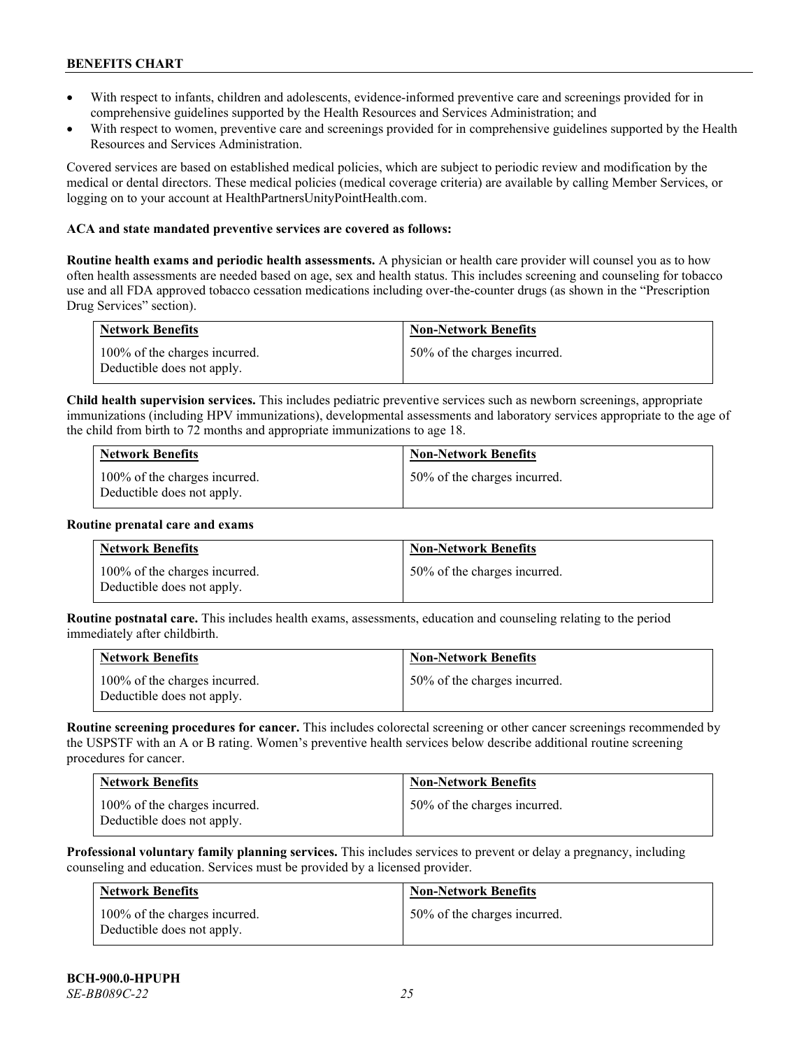- With respect to infants, children and adolescents, evidence-informed preventive care and screenings provided for in comprehensive guidelines supported by the Health Resources and Services Administration; and
- With respect to women, preventive care and screenings provided for in comprehensive guidelines supported by the Health Resources and Services Administration.

Covered services are based on established medical policies, which are subject to periodic review and modification by the medical or dental directors. These medical policies (medical coverage criteria) are available by calling Member Services, or logging on to your account at HealthPartnersUnityPointHealth.com.

**ACA and state mandated preventive services are covered as follows:**

**Routine health exams and periodic health assessments.** A physician or health care provider will counsel you as to how often health assessments are needed based on age, sex and health status. This includes screening and counseling for tobacco use and all FDA approved tobacco cessation medications including over-the-counter drugs (as shown in the "Prescription Drug Services" section).

| Network Benefits | Non-Network Benefits |
|---|---|
| 100% of the charges incurred. Deductible does not apply. | 50% of the charges incurred. |

**Child health supervision services.** This includes pediatric preventive services such as newborn screenings, appropriate immunizations (including HPV immunizations), developmental assessments and laboratory services appropriate to the age of the child from birth to 72 months and appropriate immunizations to age 18.

| Network Benefits | Non-Network Benefits |
|---|---|
| 100% of the charges incurred. Deductible does not apply. | 50% of the charges incurred. |

**Routine prenatal care and exams**

| Network Benefits | Non-Network Benefits |
|---|---|
| 100% of the charges incurred. Deductible does not apply. | 50% of the charges incurred. |

**Routine postnatal care.** This includes health exams, assessments, education and counseling relating to the period immediately after childbirth.

| Network Benefits | Non-Network Benefits |
|---|---|
| 100% of the charges incurred. Deductible does not apply. | 50% of the charges incurred. |

**Routine screening procedures for cancer.** This includes colorectal screening or other cancer screenings recommended by the USPSTF with an A or B rating. Women's preventive health services below describe additional routine screening procedures for cancer.

| Network Benefits | Non-Network Benefits |
|---|---|
| 100% of the charges incurred. Deductible does not apply. | 50% of the charges incurred. |

**Professional voluntary family planning services.** This includes services to prevent or delay a pregnancy, including counseling and education. Services must be provided by a licensed provider.

| Network Benefits | Non-Network Benefits |
|---|---|
| 100% of the charges incurred. Deductible does not apply. | 50% of the charges incurred. |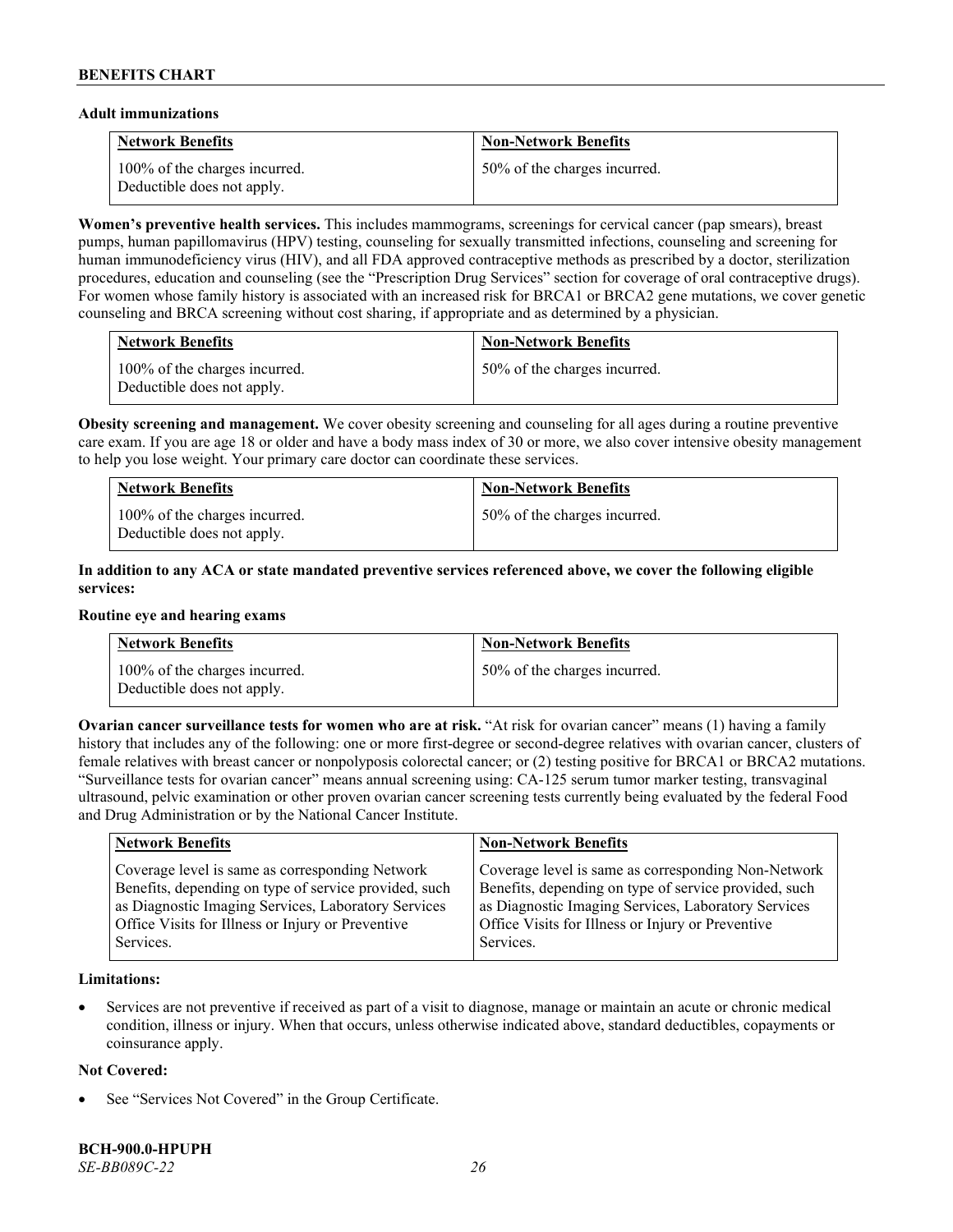**Adult immunizations**

| Network Benefits | Non-Network Benefits |
|---|---|
| 100% of the charges incurred. Deductible does not apply. | 50% of the charges incurred. |

**Women's preventive health services.** This includes mammograms, screenings for cervical cancer (pap smears), breast pumps, human papillomavirus (HPV) testing, counseling for sexually transmitted infections, counseling and screening for human immunodeficiency virus (HIV), and all FDA approved contraceptive methods as prescribed by a doctor, sterilization procedures, education and counseling (see the "Prescription Drug Services" section for coverage of oral contraceptive drugs). For women whose family history is associated with an increased risk for BRCA1 or BRCA2 gene mutations, we cover genetic counseling and BRCA screening without cost sharing, if appropriate and as determined by a physician.

| Network Benefits | Non-Network Benefits |
|---|---|
| 100% of the charges incurred. Deductible does not apply. | 50% of the charges incurred. |

**Obesity screening and management.** We cover obesity screening and counseling for all ages during a routine preventive care exam. If you are age 18 or older and have a body mass index of 30 or more, we also cover intensive obesity management to help you lose weight. Your primary care doctor can coordinate these services.

| Network Benefits | Non-Network Benefits |
|---|---|
| 100% of the charges incurred. Deductible does not apply. | 50% of the charges incurred. |

**In addition to any ACA or state mandated preventive services referenced above, we cover the following eligible services:**

**Routine eye and hearing exams**

| Network Benefits | Non-Network Benefits |
|---|---|
| 100% of the charges incurred. Deductible does not apply. | 50% of the charges incurred. |

**Ovarian cancer surveillance tests for women who are at risk.** "At risk for ovarian cancer" means (1) having a family history that includes any of the following: one or more first-degree or second-degree relatives with ovarian cancer, clusters of female relatives with breast cancer or nonpolyposis colorectal cancer; or (2) testing positive for BRCA1 or BRCA2 mutations. "Surveillance tests for ovarian cancer" means annual screening using: CA-125 serum tumor marker testing, transvaginal ultrasound, pelvic examination or other proven ovarian cancer screening tests currently being evaluated by the federal Food and Drug Administration or by the National Cancer Institute.

| Network Benefits | Non-Network Benefits |
|---|---|
| Coverage level is same as corresponding Network Benefits, depending on type of service provided, such as Diagnostic Imaging Services, Laboratory Services Office Visits for Illness or Injury or Preventive Services. | Coverage level is same as corresponding Non-Network Benefits, depending on type of service provided, such as Diagnostic Imaging Services, Laboratory Services Office Visits for Illness or Injury or Preventive Services. |

**Limitations:**

- Services are not preventive if received as part of a visit to diagnose, manage or maintain an acute or chronic medical condition, illness or injury. When that occurs, unless otherwise indicated above, standard deductibles, copayments or coinsurance apply.

**Not Covered:**

- See "Services Not Covered" in the Group Certificate.

**BCH-900.0-HPUPH**
*SE-BB089C-22*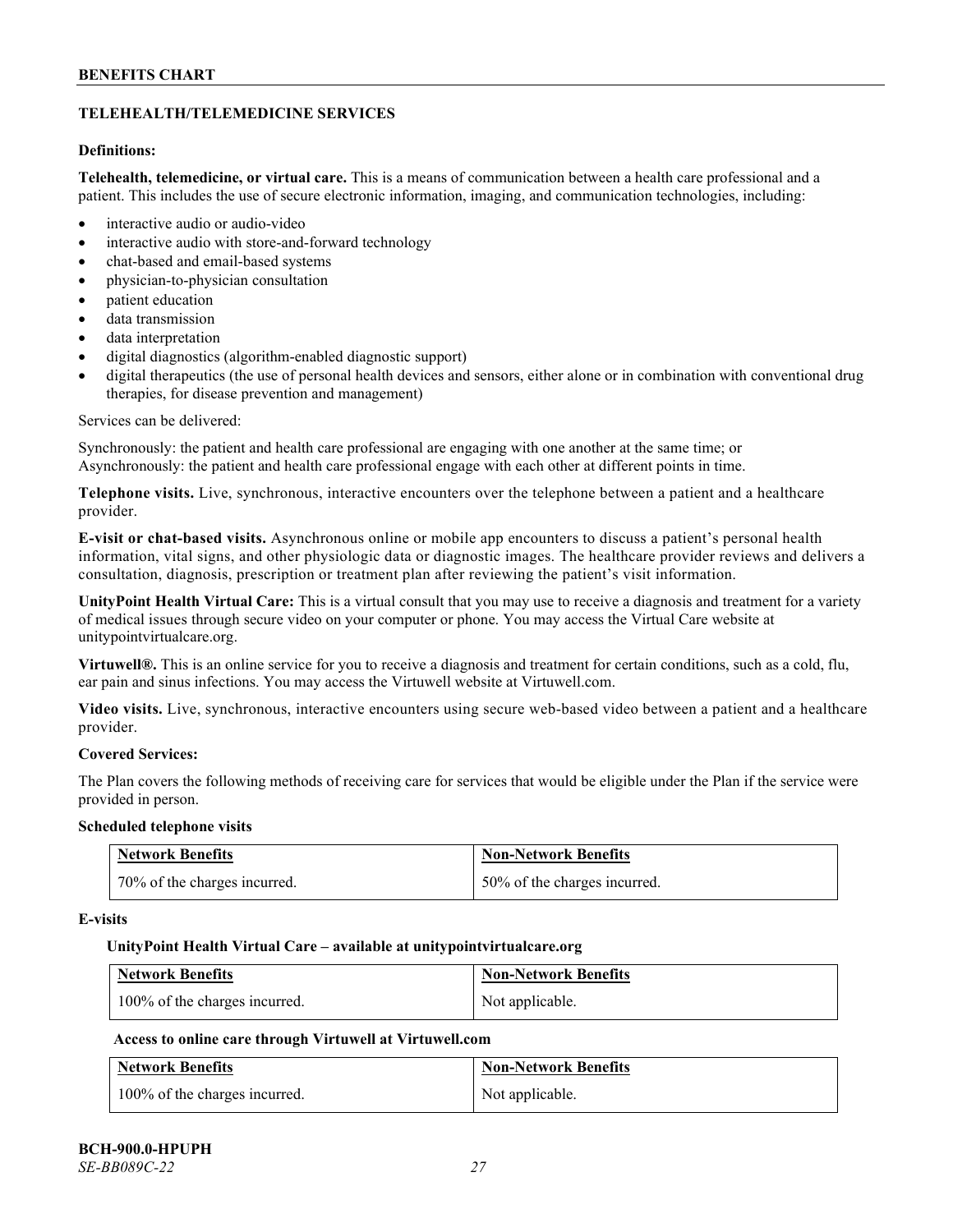## TELEHEALTH/TELEMEDICINE SERVICES

**Definitions:**

**Telehealth, telemedicine, or virtual care.** This is a means of communication between a health care professional and a patient. This includes the use of secure electronic information, imaging, and communication technologies, including:

- interactive audio or audio-video
- interactive audio with store-and-forward technology
- chat-based and email-based systems
- physician-to-physician consultation
- patient education
- data transmission
- data interpretation
- digital diagnostics (algorithm-enabled diagnostic support)
- digital therapeutics (the use of personal health devices and sensors, either alone or in combination with conventional drug therapies, for disease prevention and management)

Services can be delivered:

Synchronously: the patient and health care professional are engaging with one another at the same time; or
Asynchronously: the patient and health care professional engage with each other at different points in time.

**Telephone visits.** Live, synchronous, interactive encounters over the telephone between a patient and a healthcare provider.

**E-visit or chat-based visits.** Asynchronous online or mobile app encounters to discuss a patient's personal health information, vital signs, and other physiologic data or diagnostic images. The healthcare provider reviews and delivers a consultation, diagnosis, prescription or treatment plan after reviewing the patient's visit information.

**UnityPoint Health Virtual Care:** This is a virtual consult that you may use to receive a diagnosis and treatment for a variety of medical issues through secure video on your computer or phone. You may access the Virtual Care website at unitypointvirtualcare.org.

**Virtuwell®.** This is an online service for you to receive a diagnosis and treatment for certain conditions, such as a cold, flu, ear pain and sinus infections. You may access the Virtuwell website at Virtuwell.com.

**Video visits.** Live, synchronous, interactive encounters using secure web-based video between a patient and a healthcare provider.

**Covered Services:**

The Plan covers the following methods of receiving care for services that would be eligible under the Plan if the service were provided in person.

**Scheduled telephone visits**

| Network Benefits | Non-Network Benefits |
|---|---|
| 70% of the charges incurred. | 50% of the charges incurred. |

**E-visits**

**UnityPoint Health Virtual Care – available at unitypointvirtualcare.org**

| Network Benefits | Non-Network Benefits |
|---|---|
| 100% of the charges incurred. | Not applicable. |

**Access to online care through Virtuwell at Virtuwell.com**

| Network Benefits | Non-Network Benefits |
|---|---|
| 100% of the charges incurred. | Not applicable. |

**BCH-900.0-HPUPH**
*SE-BB089C-22*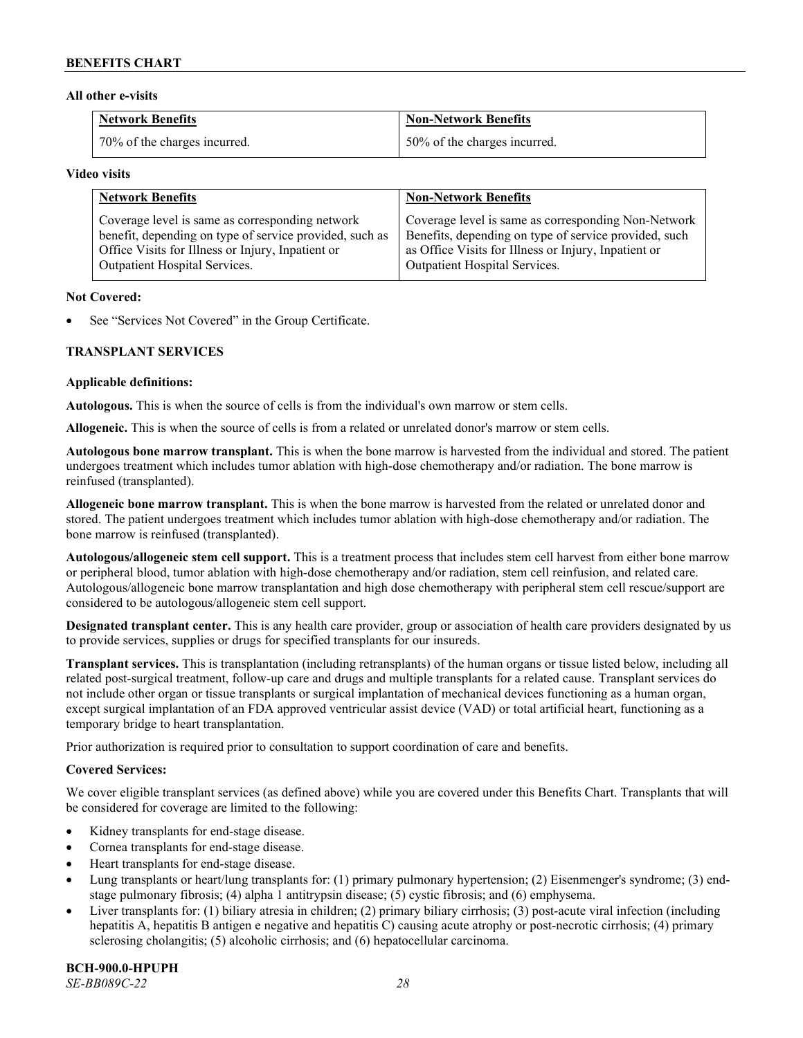**All other e-visits**

| Network Benefits | Non-Network Benefits |
|---|---|
| 70% of the charges incurred. | 50% of the charges incurred. |

**Video visits**

| Network Benefits | Non-Network Benefits |
|---|---|
| Coverage level is same as corresponding network benefit, depending on type of service provided, such as Office Visits for Illness or Injury, Inpatient or Outpatient Hospital Services. | Coverage level is same as corresponding Non-Network Benefits, depending on type of service provided, such as Office Visits for Illness or Injury, Inpatient or Outpatient Hospital Services. |

**Not Covered:**

- See "Services Not Covered" in the Group Certificate.

## TRANSPLANT SERVICES

**Applicable definitions:**

**Autologous.** This is when the source of cells is from the individual's own marrow or stem cells.

**Allogeneic.** This is when the source of cells is from a related or unrelated donor's marrow or stem cells.

**Autologous bone marrow transplant.** This is when the bone marrow is harvested from the individual and stored. The patient undergoes treatment which includes tumor ablation with high-dose chemotherapy and/or radiation. The bone marrow is reinfused (transplanted).

**Allogeneic bone marrow transplant.** This is when the bone marrow is harvested from the related or unrelated donor and stored. The patient undergoes treatment which includes tumor ablation with high-dose chemotherapy and/or radiation. The bone marrow is reinfused (transplanted).

**Autologous/allogeneic stem cell support.** This is a treatment process that includes stem cell harvest from either bone marrow or peripheral blood, tumor ablation with high-dose chemotherapy and/or radiation, stem cell reinfusion, and related care. Autologous/allogeneic bone marrow transplantation and high dose chemotherapy with peripheral stem cell rescue/support are considered to be autologous/allogeneic stem cell support.

**Designated transplant center.** This is any health care provider, group or association of health care providers designated by us to provide services, supplies or drugs for specified transplants for our insureds.

**Transplant services.** This is transplantation (including retransplants) of the human organs or tissue listed below, including all related post-surgical treatment, follow-up care and drugs and multiple transplants for a related cause. Transplant services do not include other organ or tissue transplants or surgical implantation of mechanical devices functioning as a human organ, except surgical implantation of an FDA approved ventricular assist device (VAD) or total artificial heart, functioning as a temporary bridge to heart transplantation.

Prior authorization is required prior to consultation to support coordination of care and benefits.

**Covered Services:**

We cover eligible transplant services (as defined above) while you are covered under this Benefits Chart. Transplants that will be considered for coverage are limited to the following:

- Kidney transplants for end-stage disease.
- Cornea transplants for end-stage disease.
- Heart transplants for end-stage disease.
- Lung transplants or heart/lung transplants for: (1) primary pulmonary hypertension; (2) Eisenmenger's syndrome; (3) end-stage pulmonary fibrosis; (4) alpha 1 antitrypsin disease; (5) cystic fibrosis; and (6) emphysema.
- Liver transplants for: (1) biliary atresia in children; (2) primary biliary cirrhosis; (3) post-acute viral infection (including hepatitis A, hepatitis B antigen e negative and hepatitis C) causing acute atrophy or post-necrotic cirrhosis; (4) primary sclerosing cholangitis; (5) alcoholic cirrhosis; and (6) hepatocellular carcinoma.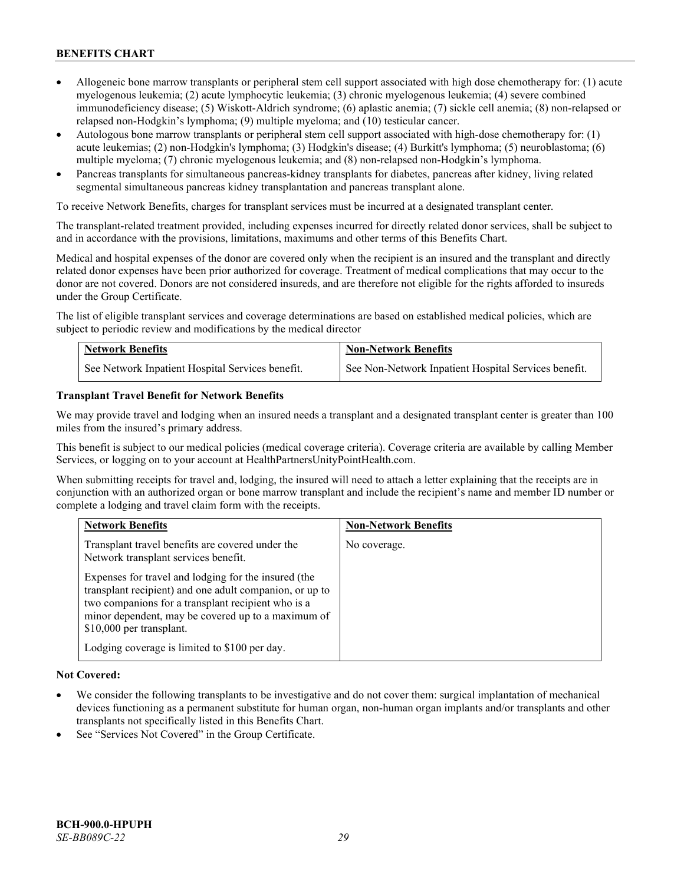- Allogeneic bone marrow transplants or peripheral stem cell support associated with high dose chemotherapy for: (1) acute myelogenous leukemia; (2) acute lymphocytic leukemia; (3) chronic myelogenous leukemia; (4) severe combined immunodeficiency disease; (5) Wiskott-Aldrich syndrome; (6) aplastic anemia; (7) sickle cell anemia; (8) non-relapsed or relapsed non-Hodgkin's lymphoma; (9) multiple myeloma; and (10) testicular cancer.
- Autologous bone marrow transplants or peripheral stem cell support associated with high-dose chemotherapy for: (1) acute leukemias; (2) non-Hodgkin's lymphoma; (3) Hodgkin's disease; (4) Burkitt's lymphoma; (5) neuroblastoma; (6) multiple myeloma; (7) chronic myelogenous leukemia; and (8) non-relapsed non-Hodgkin's lymphoma.
- Pancreas transplants for simultaneous pancreas-kidney transplants for diabetes, pancreas after kidney, living related segmental simultaneous pancreas kidney transplantation and pancreas transplant alone.

To receive Network Benefits, charges for transplant services must be incurred at a designated transplant center.

The transplant-related treatment provided, including expenses incurred for directly related donor services, shall be subject to and in accordance with the provisions, limitations, maximums and other terms of this Benefits Chart.

Medical and hospital expenses of the donor are covered only when the recipient is an insured and the transplant and directly related donor expenses have been prior authorized for coverage. Treatment of medical complications that may occur to the donor are not covered. Donors are not considered insureds, and are therefore not eligible for the rights afforded to insureds under the Group Certificate.

The list of eligible transplant services and coverage determinations are based on established medical policies, which are subject to periodic review and modifications by the medical director

| Network Benefits | Non-Network Benefits |
|---|---|
| See Network Inpatient Hospital Services benefit. | See Non-Network Inpatient Hospital Services benefit. |

**Transplant Travel Benefit for Network Benefits**

We may provide travel and lodging when an insured needs a transplant and a designated transplant center is greater than 100 miles from the insured's primary address.

This benefit is subject to our medical policies (medical coverage criteria). Coverage criteria are available by calling Member Services, or logging on to your account at HealthPartnersUnityPointHealth.com.

When submitting receipts for travel and, lodging, the insured will need to attach a letter explaining that the receipts are in conjunction with an authorized organ or bone marrow transplant and include the recipient's name and member ID number or complete a lodging and travel claim form with the receipts.

| Network Benefits | Non-Network Benefits |
|---|---|
| Transplant travel benefits are covered under the Network transplant services benefit.<br><br>Expenses for travel and lodging for the insured (the transplant recipient) and one adult companion, or up to two companions for a transplant recipient who is a minor dependent, may be covered up to a maximum of $10,000 per transplant.<br><br>Lodging coverage is limited to $100 per day. | No coverage. |

**Not Covered:**

- We consider the following transplants to be investigative and do not cover them: surgical implantation of mechanical devices functioning as a permanent substitute for human organ, non-human organ implants and/or transplants and other transplants not specifically listed in this Benefits Chart.
- See "Services Not Covered" in the Group Certificate.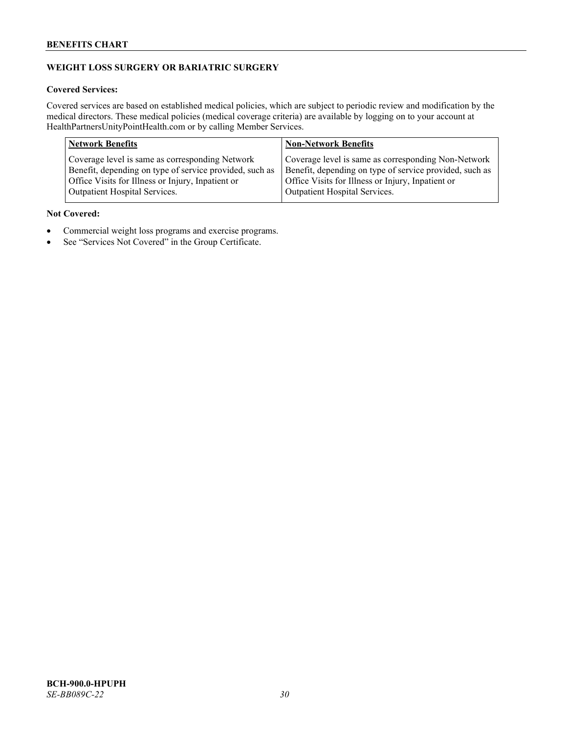## WEIGHT LOSS SURGERY OR BARIATRIC SURGERY

**Covered Services:**

Covered services are based on established medical policies, which are subject to periodic review and modification by the medical directors. These medical policies (medical coverage criteria) are available by logging on to your account at HealthPartnersUnityPointHealth.com or by calling Member Services.

| Network Benefits | Non-Network Benefits |
|---|---|
| Coverage level is same as corresponding Network Benefit, depending on type of service provided, such as Office Visits for Illness or Injury, Inpatient or Outpatient Hospital Services. | Coverage level is same as corresponding Non-Network Benefit, depending on type of service provided, such as Office Visits for Illness or Injury, Inpatient or Outpatient Hospital Services. |

**Not Covered:**

- Commercial weight loss programs and exercise programs.
- See "Services Not Covered" in the Group Certificate.